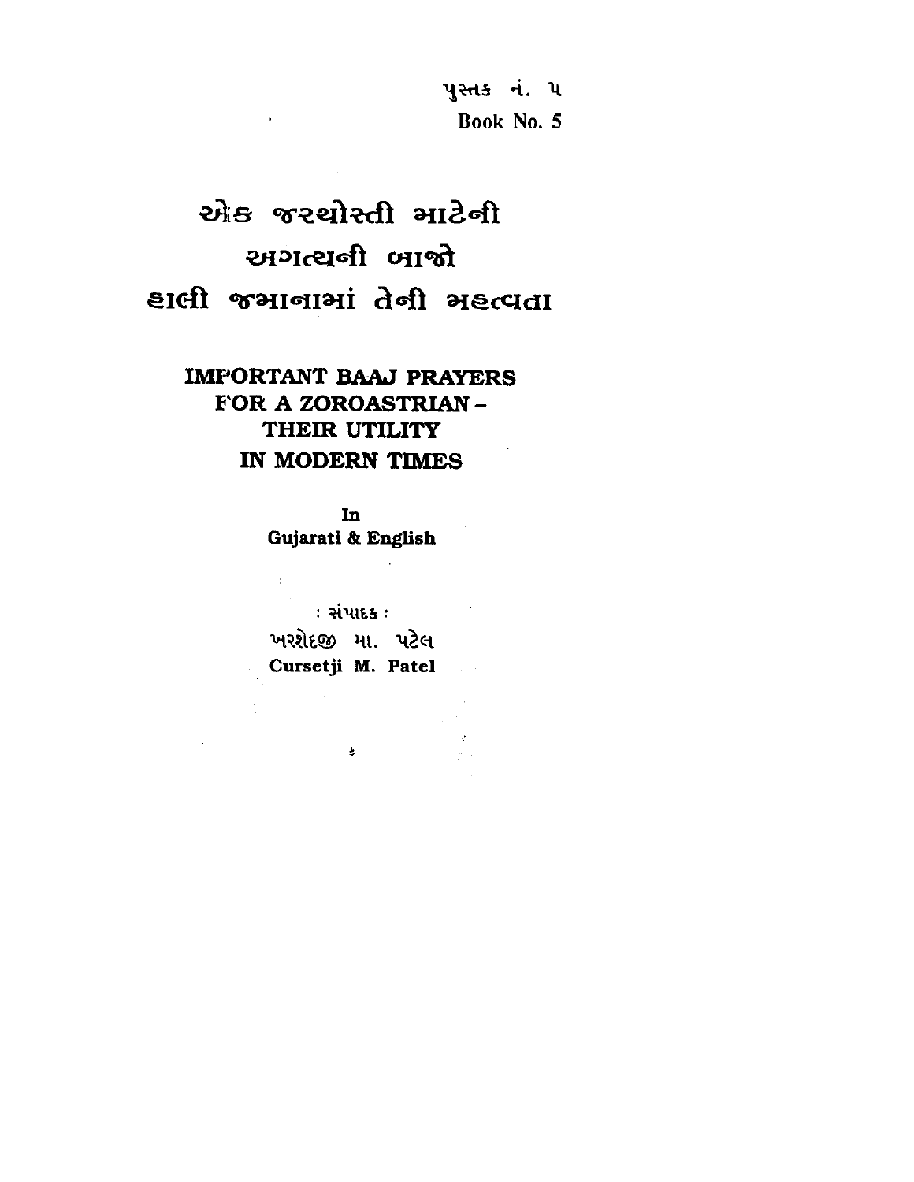પુસ્તક નં. ૫
Book No. 5

# એક જરથોસ્તી માટેની અગત્યની બાજો હાલી જમાનામાં તેની મહત્વતા

# IMPORTANT BAAJ PRAYERS FOR A ZOROASTRIAN – THEIR UTILITY IN MODERN TIMES

In
Gujarati & English

: સંપાદક :
ખરશેદજી મા. પટેલ
Cursetji M. Patel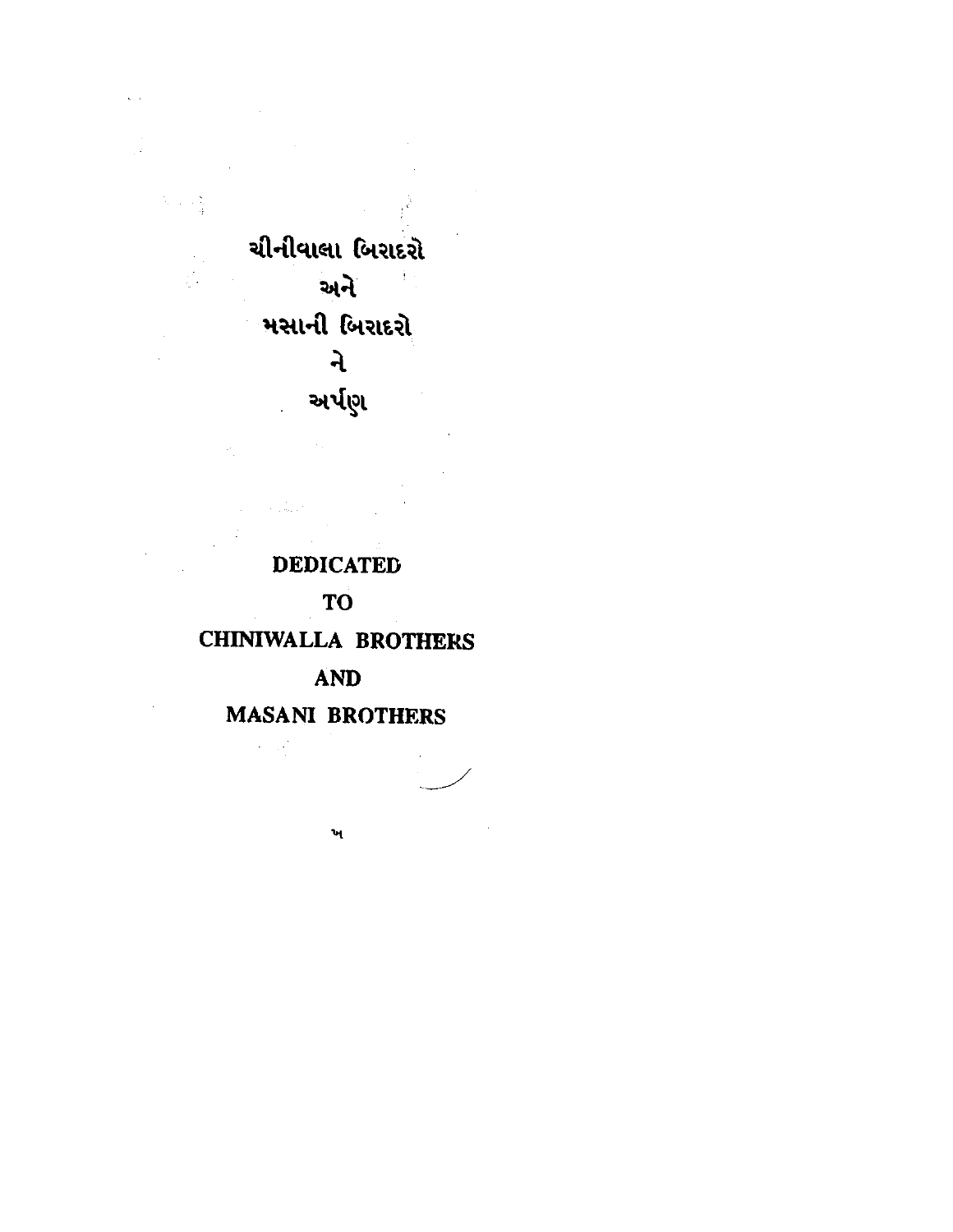ચીનીવાલા બિરાદરો

અને

મસાની બિરાદરો

ને

અર્પણ

**DEDICATED**

**TO**

**CHINIWALLA BROTHERS**

**AND**

**MASANI BROTHERS**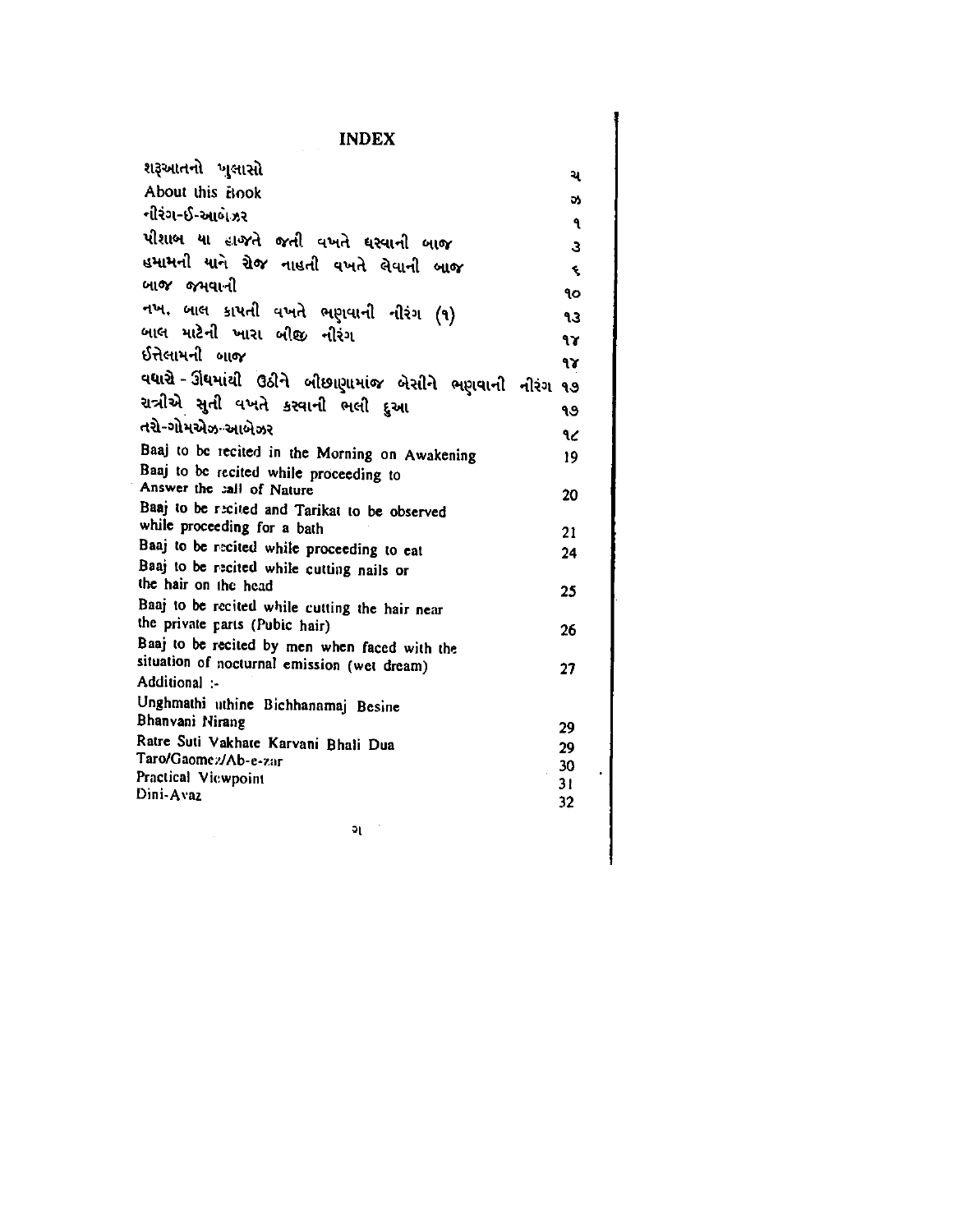# INDEX

| | |
|---|---|
| શરૂઆતનો ખુલાસો | ચ |
| About this Book | છ |
| નીરંગ-ઈ-આબેઝર | ૧ |
| પીશાબ યા હાજતે જતી વખતે ધરવાની બાજ | ૩ |
| હમામની યાને રોજ નાહતી વખતે લેવાની બાજ | ૬ |
| બાજ જમવાની | ૧૦ |
| નખ, બાલ કાપતી વખતે ભણવાની નીરંગ (૧) | ૧૩ |
| બાલ માટેની ખારા બીજી નીરંગ | ૧૪ |
| ઈત્તેલામની બાજ | ૧૪ |
| વધારે - ઊંઘમાંથી ઉઠીને બીછાણામાંજ બેસીને ભણવાની નીરંગ | ૧૭ |
| રાત્રીએ સુતી વખતે કરવાની ભલી દુઆ | ૧૭ |
| તરો-ગોમએઝ-આબેઝર | ૧૮ |
| Baaj to be recited in the Morning on Awakening | 19 |
| Baaj to be recited while proceeding to Answer the call of Nature | 20 |
| Baaj to be recited and Tarikat to be observed while proceeding for a bath | 21 |
| Baaj to be recited while proceeding to eat | 24 |
| Baaj to be recited while cutting nails or the hair on the head | 25 |
| Baaj to be recited while cutting the hair near the private parts (Pubic hair) | 26 |
| Baaj to be recited by men when faced with the situation of nocturnal emission (wet dream) | 27 |
| Additional :- | |
| Unghmathi uthine Bichhanamaj Besine Bhanvani Nirang | 29 |
| Ratre Suti Vakhate Karvani Bhali Dua | 29 |
| Taro/Gaomez/Ab-e-zar | 30 |
| Practical Viewpoint | 31 |
| Dini-Avaz | 32 |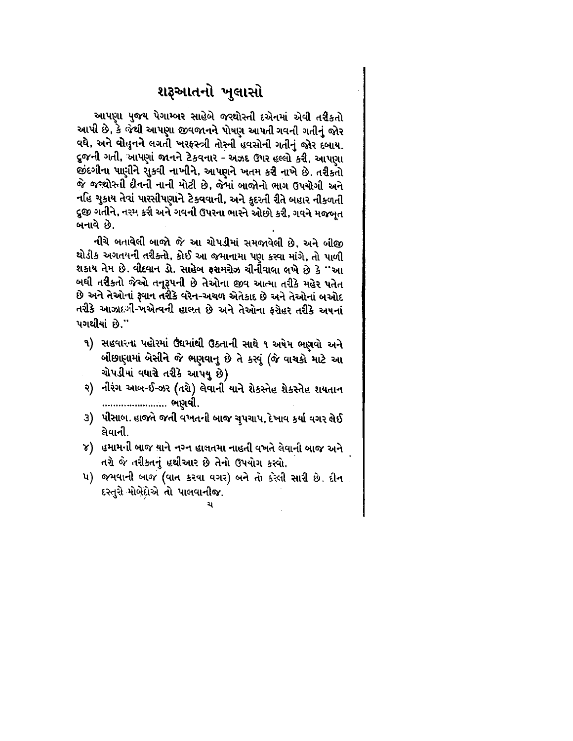# શરૂઆતનો ખુલાસો

આપણા પુજ્ય પેગામ્બર સાહેબે જરથોસ્તી દએનમાં એવી તરીકતો આપી છે, કે જેથી આપણા જીવજાનને પોષણ આપતી ગવની ગતીનું જોર વધે, અને વોહુનને લગતી ખરફસ્ત્રી તોરની હવસોની ગતીનું જોર દબાય. દુજની ગતી, આપણાં જાનને ટેકવનાર - અઝદ ઉપર હલ્લો કરી, આપણા જીંદગીના પાણીને સુકવી નાખીને, આપણને ખતમ કરી નાખે છે. તરીકતો જે જરથોસ્તી દીનની નાની મોટી છે, જેમાં બાજોનો ભાગ ઉપયોગી અને નહિ ચુકાય તેવાં પારસીપણાને ટેકવવાની, અને કુદરતી રીતે બહાર નીકળતી દુજી ગતીને, નરમ કરી અને ગવની ઉપરના ભારને ઓછો કરી, ગવને મજબૂત બનાવે છે.

નીચે બતાવેલી બાજો જે આ ચોપડીમાં સમજાવેલી છે, અને બીજી થોડીક અગતયની તરીકતો, કોઈ આ જમાનામા પણ કરવા માંગે, તો પાળી શકાય તેમ છે. વીદ્વાન ડો. સાહેબ ફરામરોઝ ચીનીવાલા લખે છે કે "આ બધી તરીકતો જેઓ તનૂરૂપની છે તેઓના જીવ આત્મા તરીકે મહેર પતેત છે અને તેઓનાં રૂવાન તરીકે વરેન-અચળ એતકાદ છે અને તેઓનાં બઓદ તરીકે આઝાદગી-ખએત્વની હાલત છે અને તેઓના ફરોહર તરીકે અષનાં પગથીયાં છે."

૧) સહવારના પહોરમાં ઉંઘમાંથી ઉઠતાની સાથે ૧ અષેમ ભણવો અને બીછાણામાં બેસીને જે ભણવાનુ છે તે કરવું (જે વાચકો માટે આ ચોપડીમાં વધારે તરીકે આપયુ છે)

૨) નીરંગ આબ-ઈ-ઝર (તરો) લેવાની યાને શેકસ્તેહ શેકસ્તેહ શયતાન ........................ ભણવી.

૩) પીસાબ. હાજતે જતી વખતની બાજ ચુપચાપ, દેખાવ કર્યા વગર લેઈ લેવાની.

૪) હમામની બાજ યાને નગ્ન હાલતમા નાહતી વખતે લેવાની બાજ અને તરો જે તરીકતનું હથીઆર છે તેનો ઉપયોગ કરવો.

૫) જમવાની બાજ (વાત કરયા વગર) બને તો કરેલી સારી છે. દીન દસ્તુરો મોબેદોએ તો પાલવાનીજ.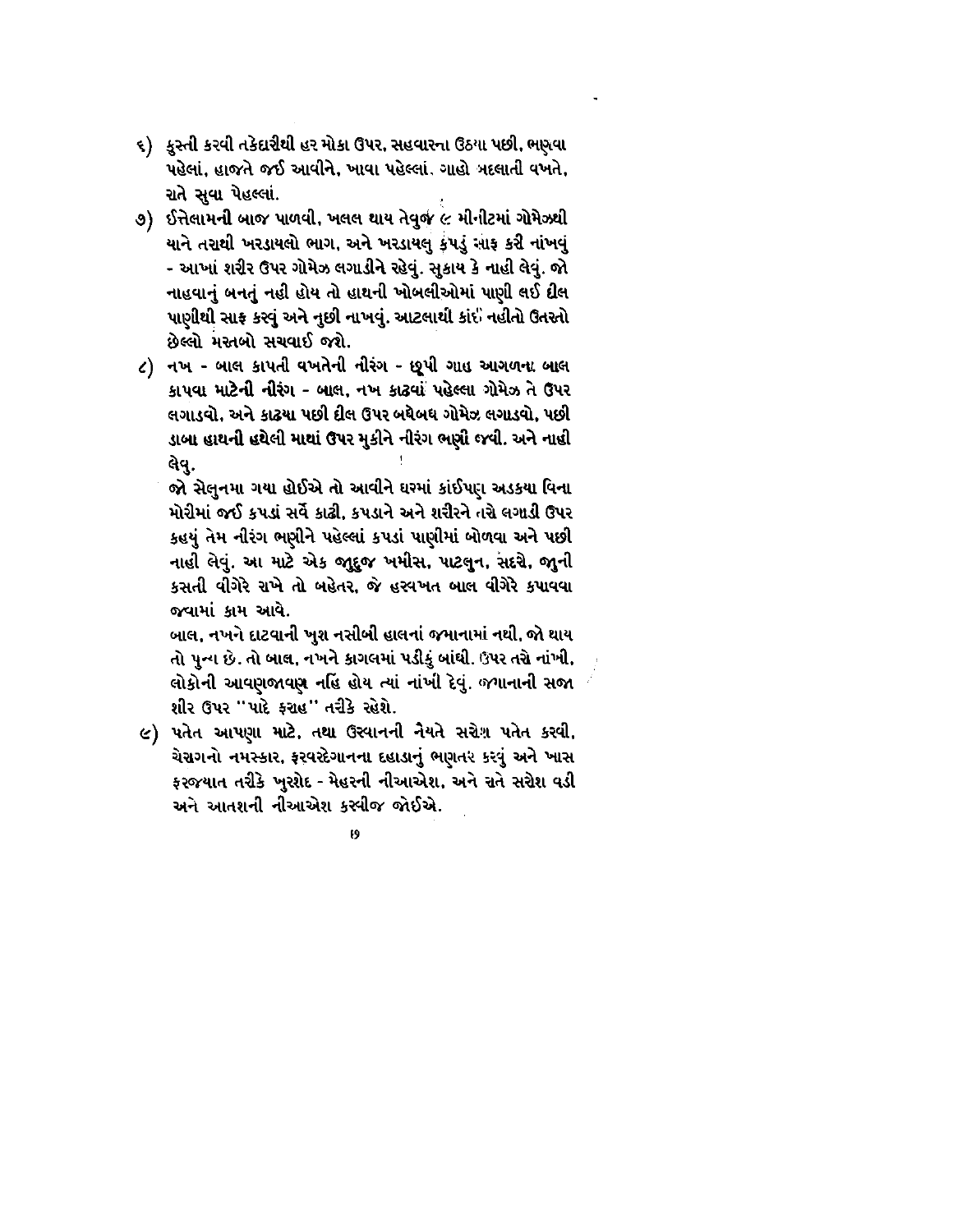૬) કુસ્તી કરવી તકેદારીથી હર મોકા ઉપર, સહવારના ઉઠયા પછી, ભણવા પહેલાં, હાજતે જઈ આવીને, ખાવા પહેલ્લાં, ગાહો બદલાતી વખતે, રાતે સુવા પેહલ્લાં.

૭) ઈત્તેલામની બાજ પાળવી, ખલલ થાય તેવુજ ૯ મીનીટમાં ગોમેઝથી યાને તરાથી ખરડાયલો ભાગ, અને ખરડાયલુ કપડું સાફ કરી નાંખવું - આખાં શરીર ઉપર ગોમેઝ લગાડીને રહેવું. સુકાય કે નાહી લેવું. જો નાહવાનું બનતું નહી હોય તો હાથની ખોબલીઓમાં પાણી લઈ દીલ પાણીથી સાફ કરવું અને નુછી નાખવું. આટલાથી કાંઈ નહીતો ઉતરતો છેલ્લો મસ્તબો સચવાઈ જશે.

૮) નખ - બાલ કાપતી વખતેની નીરંગ - છૂપી ગાહ આગળના બાલ કાપવા માટેની નીરંગ - બાલ, નખ કાઢવાં પહેલ્લા ગોમેઝ તે ઉપર લગાડવો. અને કાઢયા પછી દીલ ઉપર બધેબધ ગોમેઝ લગાડવો, પછી ડાબા હાથની હથેલી માથાં ઉપર મુકીને નીરંગ ભણી જવી. અને નાહી લેવુ.

જો સેલુનમા ગયા હોઈએ તો આવીને ઘરમાં કાંઈપણ અડકયા વિના મોરીમાં જઈ કપડાં સર્વે કાઢી, કપડાને અને શરીરને તરો લગાડી ઉપર કહયું તેમ નીરંગ ભણીને પહેલ્લાં કપડાં પાણીમાં બોળવા અને પછી નાહી લેવું. આ માટે એક જાુદુજ ખમીસ, પાટલુન, સદરો, જાુની કસતી વીગેરે રાખે તો બહેતર, જે હરવખત બાલ વીગેરે કપાવવા જવામાં કામ આવે.

બાલ, નખને દાટવાની ખુશ નસીબી હાલનાં જમાનામાં નથી. જો થાય તો પુન્ય છે. તો બાલ, નખને કાગલમાં પડીકું બાંધી. ઉપર તરો નાંખી, લોકોની આવણજાવણ નહિ હોય ત્યાં નાંખી દેવું. જમાનાની સજા શીર ઉપર "પાદે ફરાહ" તરીકે રહેશે.

૯) પતેત આપણા માટે, તથા ઉરવાનની નૈયતે સરોશ પતેત કરવી. ચેરાગનો નમસ્કાર, ફરવરદેગાનના દહાડાનું ભણતર કરવું અને ખાસ ફરજયાત તરીકે ખુરશેદ - મેહરની નીઆએશ. અને રાતે સરોશ વડી અને આતશની નીઆએશ કરવીજ જોઈએ.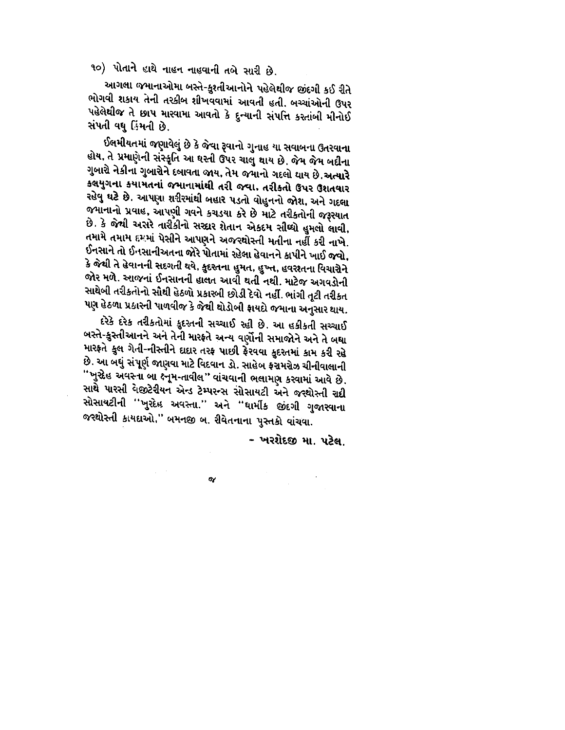૧૦) પોતાને હાથે નાહન નાહવાની તબે સારી છે.

આગલા જમાનાઓમા બસ્તે-કુસ્તીઆનોને પહેલેથીજ જીંદગી કઈ રીતે ભોગવી શકાય તેની તરકીબ શીખવવામાં આવતી હતી. બચ્ચાંઓની ઉપર પહેલેથીજ તે છાપ મારવામા આવતો કે દુન્યાની સંપત્તિ કરતાંબી મીનોઈ સંપતી વધુ કિંમતી છે.

ઈલમીયતમાં જણાવેલું છે કે જેવા રૂવાનો ગુનાહ યા સવાબના ઉતરવાના હોય, તે પ્રમાણેની સંસ્કૃતિ આ ધરતી ઉપર ચાલુ થાય છે. જેમ જેમ બદીના ગુબારો નેકીના ગુબારોને દબાવતા જાય, તેમ જમાનો ગદલો થાય છે. **અત્યારે કલયુગના કયામતનાં જમાનામાંથી તરી જવા, તરીકતો ઉપર ઉશતવાર રહેવુ ઘટે છે.** આપણા શરીરમાંથી બહાર પડતો વોહુનનો જોશ, અને ગદલા જમાનાનો પ્રવાહ, આપણી ગવને કચડયા કરે છે માટે તરીકતોની જરૂરયાત છે. કે જેથી અસરે તારીકીનો સરદાર શેતાન એકદમ સીધ્ધો હુમલો લાવી, તમામે તમામ દમમાં પેસીને આપણને અજરથોસ્તી મતીના નહીં કરી નાખે. ઈનસાને તો ઈનસાનીઅતના જોરે પોતામાં રહેલા હેવાનને કાપીને ખાઈ જવો, કે જેથી તે હેવાનની સદગતી થવે, કુદરતના હુમત, હુખ્ત, હવરશતના વિચારોને જોર મળે. આજનાં ઈનસાનની હાલત આવી થતી નથી. માટેજ અગવડોની સાથેબી તરીકતોનો સૌથી હેઠળો પ્રકારબી છોડી દેવો નહીં. ભાંગી તૂટી તરીકત પણ હેઠળા પ્રકારની પાળવીજ કે જેથી થોડોબી ફાયદો જમાના અનુસાર થાય.

દરેકે દરેક તરીકતોમાં કુદરતની સચ્ચાઈ રહી છે. આ હકીકતી સચ્ચાઈ બસ્તે-કુસ્તીઆનને અને તેની મારફતે અન્ય વર્ણોની સમાજોને અને તે બધા મારફતે કુલ ગેતી-નીસ્તીને દાદાર તરફ પાછી ફેરવવા કુદરતમાં કામ કરી રહે છે. આ બધું સંપૂર્ણ જાણવા માટે વિદવાન ડો. સાહેબ ફરામરોઝ ચીનીવાલાની "ખુરદેહ અવસ્તા બા ફ્નૂમ-તાવીલ" વાંચવાની ભલામણ કરવામાં આવે છે. સાથે પારસી વેજીટેરીયન એન્ડ ટેમ્પરન્સ સોસાયટી અને જરથોસ્તી રહી સોસાયટીની "ખુરદેહ અવસ્તા." અને "ધાર્મીક જીંદગી ગુજારવાના જરથોસ્તી કાયદાઓ." બમનજી બ. રીવેતનાના પુસ્તકો વાંચવા.

- ખરશેદજી મા. પટેલ.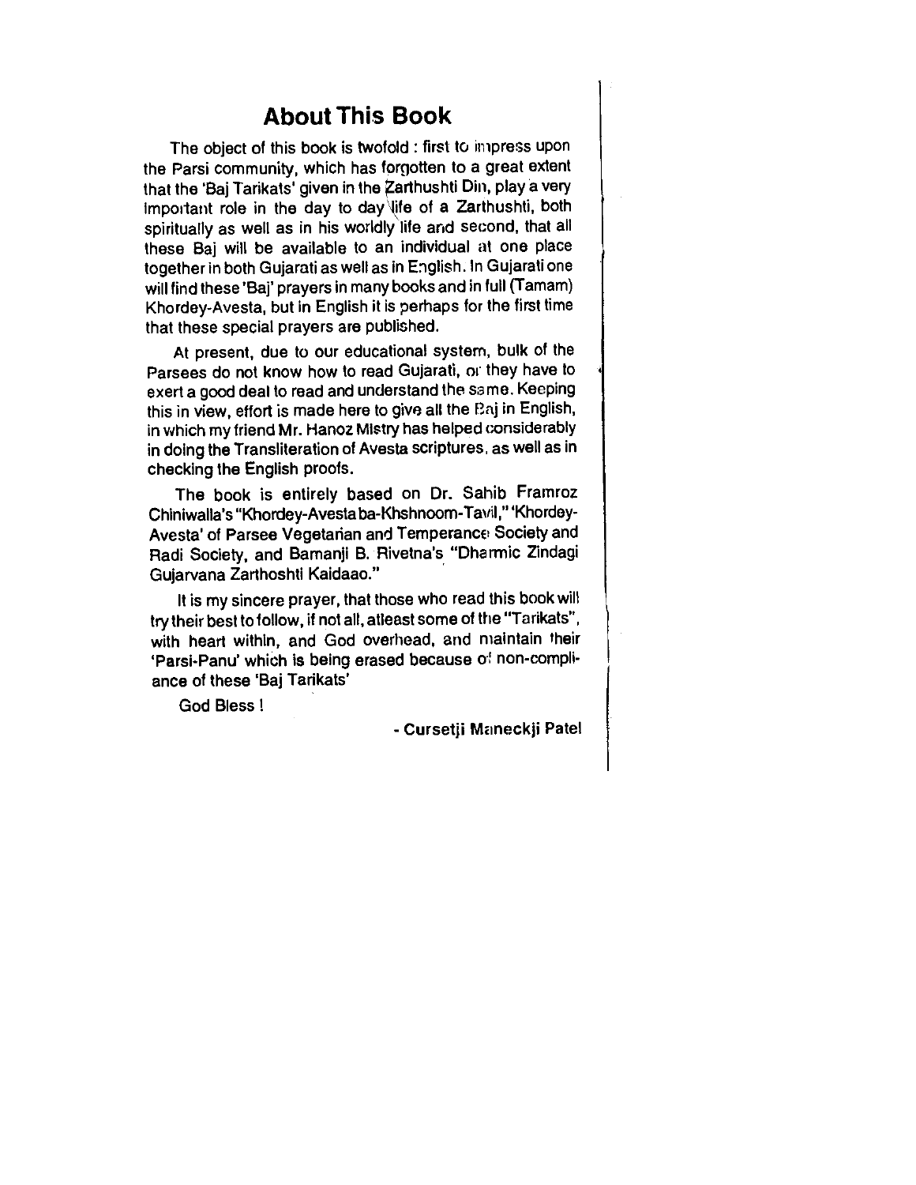# About This Book

The object of this book is twofold : first to impress upon the Parsi community, which has forgotten to a great extent that the 'Baj Tarikats' given in the Zarthushti Din, play a very important role in the day to day life of a Zarthushti, both spiritually as well as in his worldly life and second, that all these Baj will be available to an individual at one place together in both Gujarati as well as in English. In Gujarati one will find these 'Baj' prayers in many books and in full (Tamam) Khordey-Avesta, but in English it is perhaps for the first time that these special prayers are published.

At present, due to our educational system, bulk of the Parsees do not know how to read Gujarati, or they have to exert a good deal to read and understand the same. Keeping this in view, effort is made here to give all the Baj in English, in which my friend Mr. Hanoz Mistry has helped considerably in doing the Transliteration of Avesta scriptures, as well as in checking the English proofs.

The book is entirely based on Dr. Sahib Framroz Chiniwalla's "Khordey-Avesta ba-Khshnoom-Tavil," 'Khordey-Avesta' of Parsee Vegetarian and Temperance Society and Radi Society, and Bamanji B. Rivetna's "Dharmic Zindagi Gujarvana Zarthoshti Kaidaao."

It is my sincere prayer, that those who read this book will try their best to follow, if not all, atleast some of the "Tarikats", with heart within, and God overhead, and maintain their 'Parsi-Panu' which is being erased because of non-compliance of these 'Baj Tarikats'

God Bless !

- **Cursetji Maneckji Patel**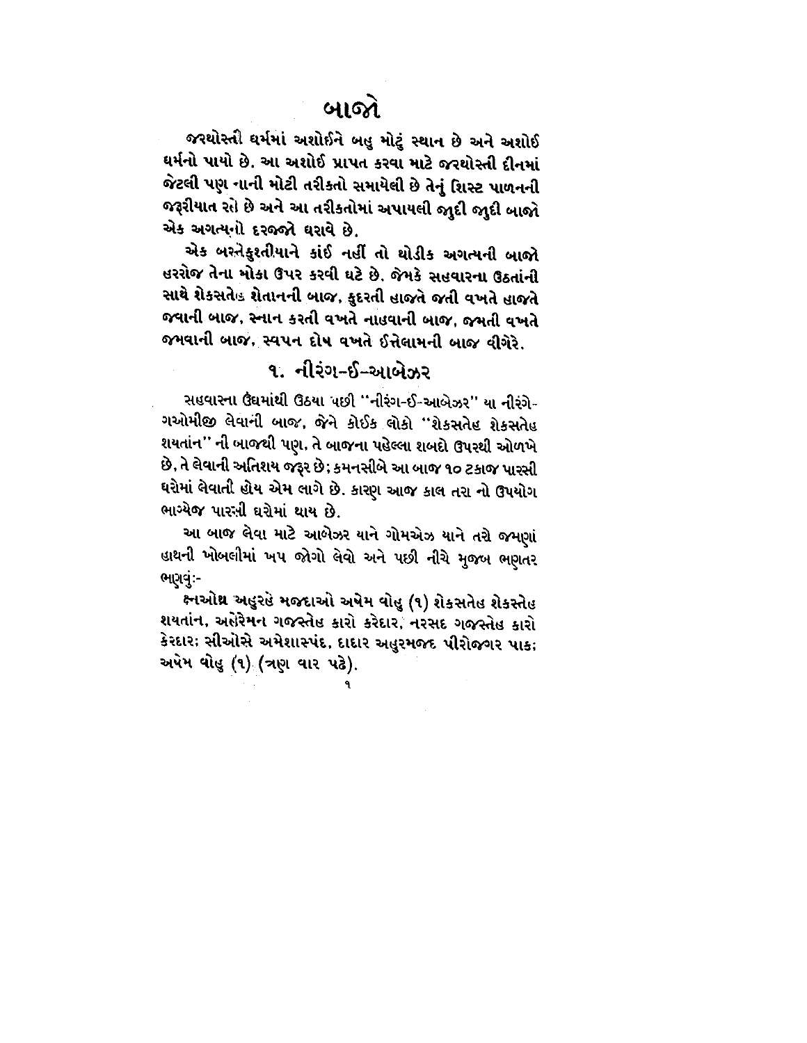# બાજો

જરથોસ્તી ધર્મમાં અશોઈને બહુ મોટું સ્થાન છે અને અશોઈ ધર્મનો પાયો છે. આ અશોઈ પ્રાપત કરવા માટે જરથોસ્તી દીનમાં જેટલી પણ નાની મોટી તરીકતો સમાયેલી છે તેનું શિસ્ટ પાળનની જરૂરીયાત રહે છે અને આ તરીકતોમાં અપાયલી જુદી જુદી બાજો એક અગત્યનો દરજ્જો ધરાવે છે.

એક બસ્તેકુસ્તીયાને કાંઈ નહીં તો થોડીક અગત્યની બાજો હરરોજ તેના મોકા ઉપર કરવી ઘટે છે. જેમકે સહવારના ઉઠતાંની સાથે શેકસતેહ શેતાનની બાજ, કુદરતી હાજતે જતી વખતે હાજતે જવાની બાજ, સ્નાન કરતી વખતે નાહવાની બાજ, જમતી વખતે જમવાની બાજ, સ્વપન દોષ વખતે ઈત્તેલામની બાજ વીગેરે.

## ૧. નીરંગ-ઈ-આબેઝર

સહવારના ઉંઘમાંથી ઉઠયા પછી "નીરંગ-ઈ-આબેઝર" યા નીરંગે-ગઓમીજી લેવાની બાજ, જેને કોઈક લોકો "શેકસતેહ શેકસતેહ શયતાંન" ની બાજથી પણ, તે બાજના પહેલ્લા શબદો ઉપરથી ઓળખે છે, તે લેવાની અતિશય જરૂર છે; કમનસીબે આ બાજ ૧૦ ટકાજ પારસી ઘરોમાં લેવાતી હોય એમ લાગે છે. કારણ આજ કાલ તરા નો ઉપયોગ ભાગ્યેજ પારસી ઘરોમાં થાય છે.

આ બાજ લેવા માટે આબેઝર યાને ગોમએઝ યાને તરો જમણાં હાથની ખોબલીમાં ખપ જોગો લેવો અને પછી નીચે મુજબ ભણતર ભણવું:-

ક્ષ્નઓથ્ર અહુરહે મજદાઓ અષેમ વોહુ (૧) શેકસતેહ શેકસ્તેહ શયતાંન, અહેરેમન ગજસ્તેહ કારો કરેદાર, નરસદ ગજસ્તેહ કારો કેરદાર; સીઓસે અમેશાસ્પંદ, દાદાર અહુરમજદ પીરોજગર પાક; અષેમ વોહુ (૧) (ત્રણ વાર પઢે).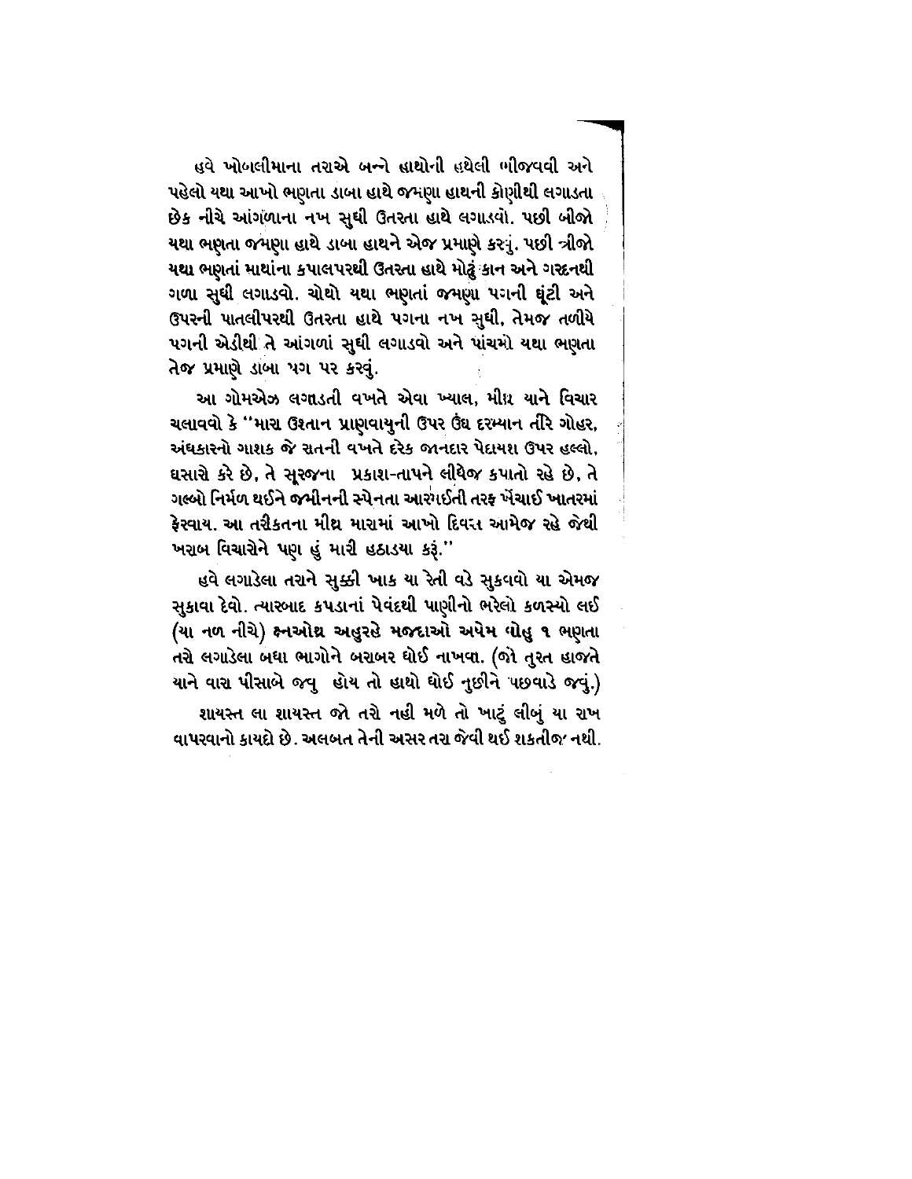હવે ખોબલીમાના તરાએ બન્ને હાથોની હથેલી ભીજવવી અને પહેલો યથા આખો ભણતા ડાબા હાથે જમણા હાથની કોણીથી લગાડતા છેક નીચે આંગળાના નખ સુધી ઉતરતા હાથે લગાડવો. પછી બીજો યથા ભણતા જમણા હાથે ડાબા હાથને એજ પ્રમાણે કરવું. પછી ત્રીજો યથા ભણતાં માથાંના કપાલપરથી ઉતરતા હાથે મોઢું કાન અને ગરદનથી ગળા સુધી લગાડવો. ચોથો યથા ભણતાં જમણા પગની ઘૂંટી અને ઉપરની પાતલીપરથી ઉતરતા હાથે પગના નખ સુધી, તેમજ તળીયે પગની એડીથી તે આંગળાં સુધી લગાડવો અને પાંચમો યથા ભણતા તેજ પ્રમાણે ડાબા પગ પર કરવું.

આ ગોમએઝ લગાડતી વખતે એવા ખ્યાલ, મીથ્ર યાને વિચાર ચલાવવો કે "મારા ઉશ્તાન પ્રાણવાયુની ઉપર ઉંઘ દરમ્યાન તીરે ગોહર, અંધકારનો ગાશક જે રાતની વખતે દરેક જાનદાર પેદાયશ ઉપર હલ્લો, ઘસારો કરે છે, તે સૂરજના પ્રકાશ-તાપને લીધેજ કપાતો રહે છે, તે ગલ્બો નિર્મળ થઈને જમીનની સ્પેનતા આરમઈતી તરફ ખેંચાઈ ખાતરમાં ફેરવાય. આ તરીકતના મીથ્ર મારામાં આખો દિવસ આમેજ રહે જેથી ખરાબ વિચારોને પણ હું મારી હઠાડયા કરૂં."

હવે લગાડેલા તરાને સુક્કી ખાક યા રેતી વડે સુકવવો યા એમજ સુકાવા દેવો. ત્યારબાદ કપડાનાં પેવંદથી પાણીનો ભરેલો કળસ્યો લઈ (યા નળ નીચે) ક્ષ્નઓથ્ર અહુરહે મજદાઓ અષેમ વોહુ ૧ ભણતા તરો લગાડેલા બધા ભાગોને બરાબર ધોઈ નાખવા. (જો તુરત હાજતે યાને વારા પીસાબે જવુ હોય તો હાથો ધોઈ નુછીને પછવાડે જવું.)

શાયસ્ત લા શાયસ્ત જો તરો નહી મળે તો ખાટું લીબું યા રાખ વાપરવાનો કાયદો છે. અલબત તેની અસર તરા જેવી થઈ શકતીજ નથી.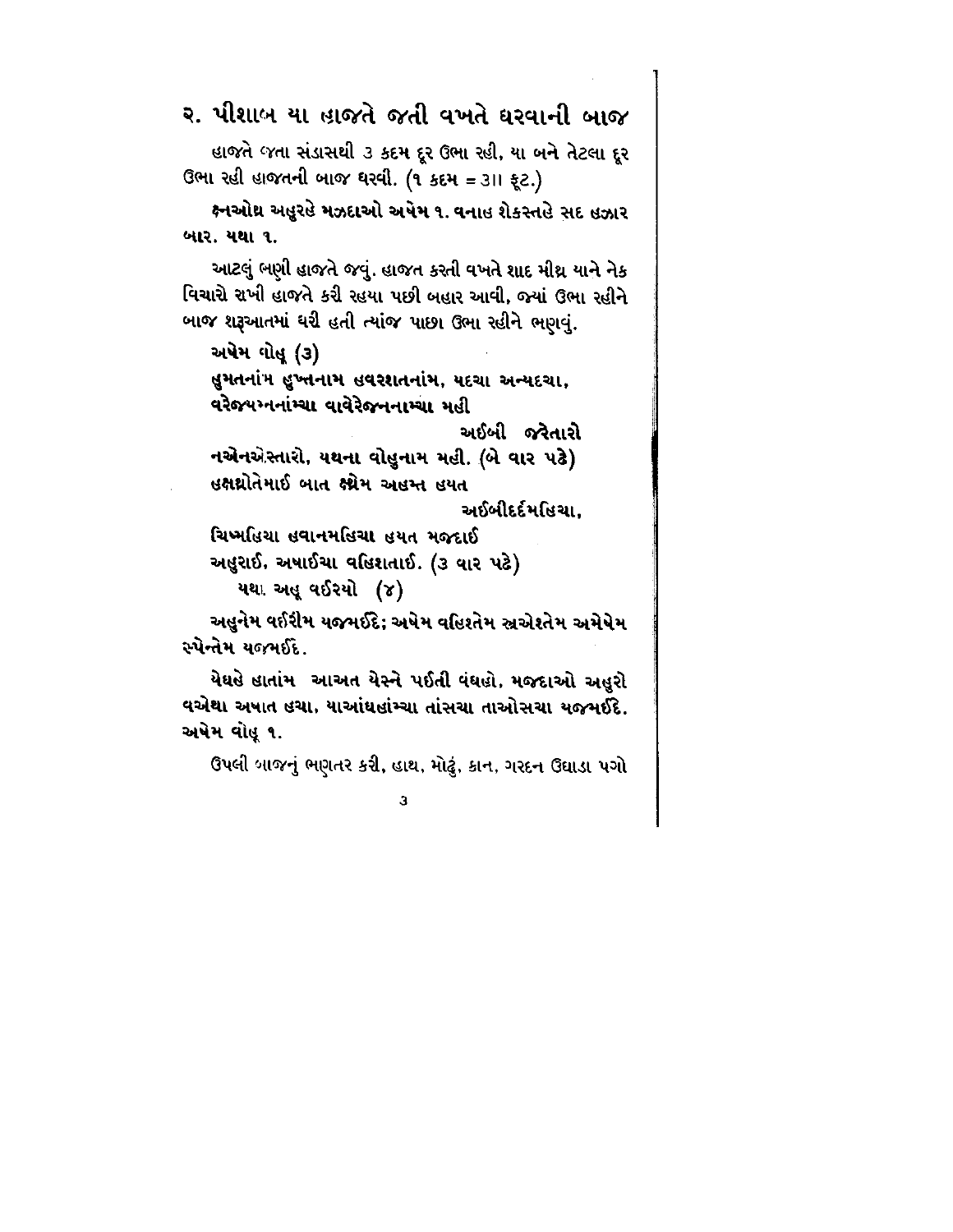## ૨. પીશાબ યા હાજતે જતી વખતે ઘરવાની બાજ

હાજતે જતા સંડાસથી ૩ કદમ દૂર ઉભા રહી, યા બને તેટલા દૂર ઉભા રહી હાજતની બાજ ઘરવી. (૧ કદમ = ૩॥ ફૂટ.)

**ક્ષ્નઓથ્ર અહુરહે મઝદાઓ અષેમ ૧. વનાહ શેકસ્તહે સદ હઝાર બાર. યથા ૧.**

આટલું ભણી હાજતે જવું. હાજત કરતી વખતે શાદ મીથ્ર યાને નેક વિચારો રાખી હાજતે કરી રહયા પછી બહાર આવી, જ્યાં ઉભા રહીને બાજ શરૂઆતમાં ઘરી હતી ત્યાંજ પાછા ઉભા રહીને ભણવું.

**અષેમ વોહૂ (૩)**

**હુમતનાંમ હુખ્તનામ હવરશતનાંમ, યદચા અન્યદચા,**
**વરેજ્યમનનાંમ્ચા વાવેરેજનનામ્ચા મહી**
**અઈબી જરેતારો**
**નએનએસ્તારો, યથના વોહુનામ મહી. (બે વાર પઢે)**
**હક્ષથ્રોતેમાઈ બાત ક્ષેમ અહમ્ત હયત**
**અઈબીદર્દમહિચા,**
**ચિખ્મહિચા હવાનમહિચા હયત મજદાઈ**
**અહુરાઈ, અષાઈચા વહિશ્તાઈ. (૩ વાર પઢે)**
**યથા અહૂ વઈરયો (૪)**

**અહુનેમ વઈરીમ યજમઈદે; અષેમ વહિશ્તેમ સ્રએશ્તેમ અમેષેમ સ્પેન્તેમ યજમઈદે.**

**યેઘહે હાતાંમ આઅત યેસ્ને પઈતી વંઘહો, મજદાઓ અહુરો વએથા અષાત હચા, યાઆંઘહાંમ્ચા તાંસચા તાઓસચા યજમઈદે. અષેમ વોહૂ ૧.**

ઉપલી બાજનું ભણતર કરી, હાથ, મોઢું, કાન, ગરદન ઉઘાડા પગો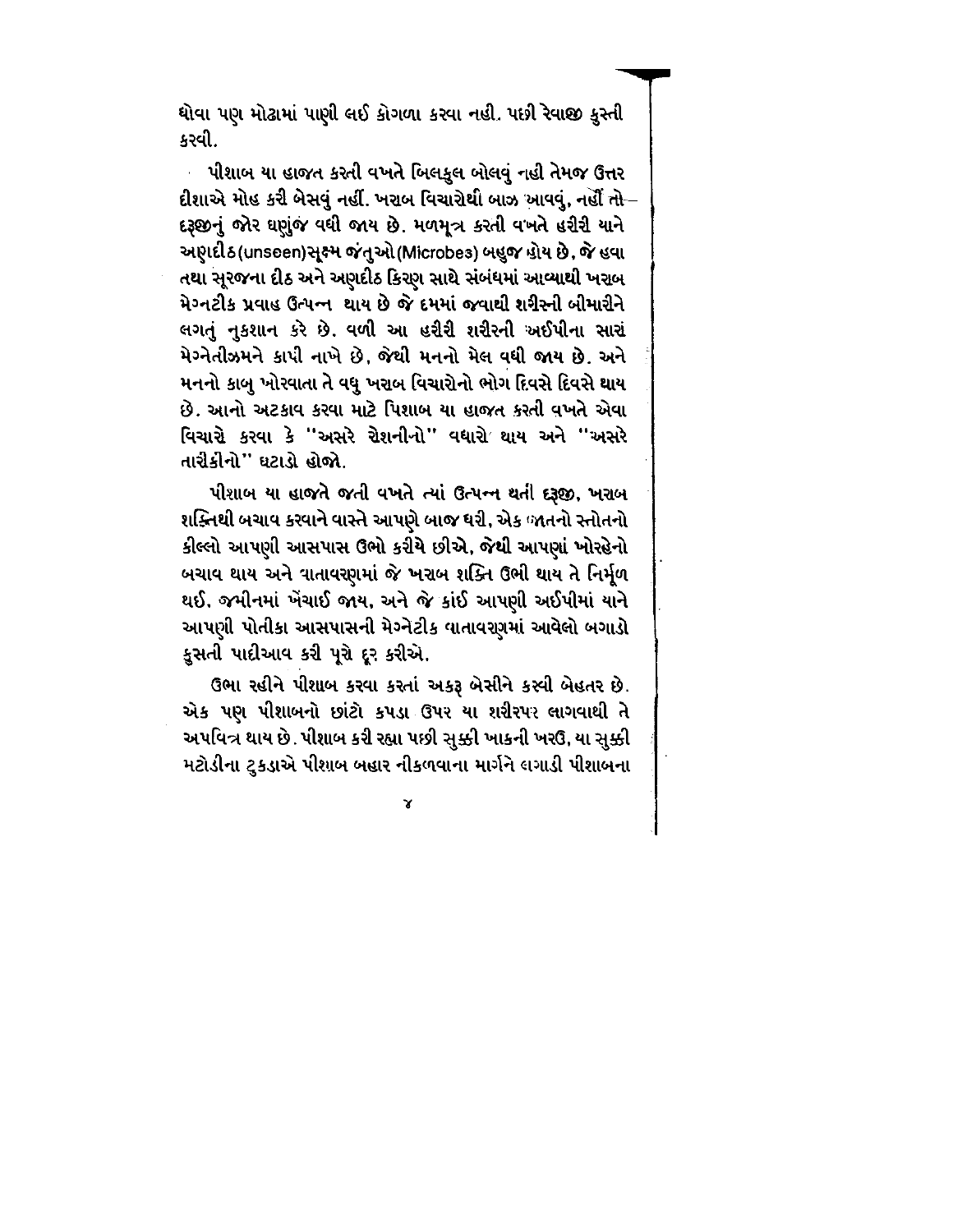ધોવા પણ મોઢામાં પાણી લઈ કોગળા કરવા નહી. પછી રેવાજી કુસ્તી કરવી.

પીશાબ યા હાજત કરતી વખતે બિલકુલ બોલવું નહી તેમજ ઉત્તર દીશાએ મોહ કરી બેસવું નહીં. ખરાબ વિચારોથી બાઝ આવવું, નહીં તો દરૂજીનું જોર ઘણુંજ વધી જાય છે. મળમૂત્ર કરતી વખતે હરીરી યાને અણદીઠ(unseen)સૂક્ષ્મ જંતુઓ(Microbes) બહુજ હોય છે, જે હવા તથા સૂરજના દીઠ અને અણદીઠ કિરણ સાથે સંબંધમાં આવ્યાથી ખરાબ મેગ્નટીક પ્રવાહ ઉત્પન્ન થાય છે જે દમમાં જવાથી શરીરની બીમારીને લગતું નુકશાન કરે છે. વળી આ હરીરી શરીરની અઈપીના સારાં મેગ્નેતીઝમને કાપી નાખે છે, જેથી મનનો મેલ વધી જાય છે. અને મનનો કાબુ ખોરવાતા તે વધુ ખરાબ વિચારોનો ભોગ દિવસે દિવસે થાય છે. આનો અટકાવ કરવા માટે પિશાબ યા હાજત કરતી વખતે એવા વિચારો કરવા કે "અસરે રોશનીનો" વધારો થાય અને "અસરે તારીકીનો" ઘટાડો હોજો.

પીશાબ યા હાજતે જતી વખતે ત્યાં ઉત્પન્ન થતી દરૂજી, ખરાબ શક્તિથી બચાવ કરવાને વાસ્તે આપણે બાજ ધરી, એક જાતનો સ્તોતનો કીલ્લો આપણી આસપાસ ઉભો કરીયે છીએ, જેથી આપણાં ખોરેહનો બચાવ થાય અને વાતાવરણમાં જે ખરાબ શક્તિ ઉભી થાય તે નિર્મૂળ થઈ, જમીનમાં ખેંચાઈ જાય, અને જે કાંઈ આપણી અઈપીમાં યાને આપણી પોતીકા આસપાસની મેગ્નેટીક વાતાવરણમાં આવેલો બગાડો કુસતી પાદીઆવ કરી પૂરો દૂર કરીએ.

ઉભા રહીને પીશાબ કરવા કરતાં અકરૂ બેસીને કરવી બેહતર છે. એક પણ પીશાબનો છાંટો કપડા ઉપર યા શરીરપર લાગવાથી તે અપવિત્ર થાય છે. પીશાબ કરી રહ્યા પછી સુક્કી ખાકની ખરઉ, યા સુક્કી મટોડીના ટુકડાએ પીશાબ બહાર નીકળવાના માર્ગને લગાડી પીશાબના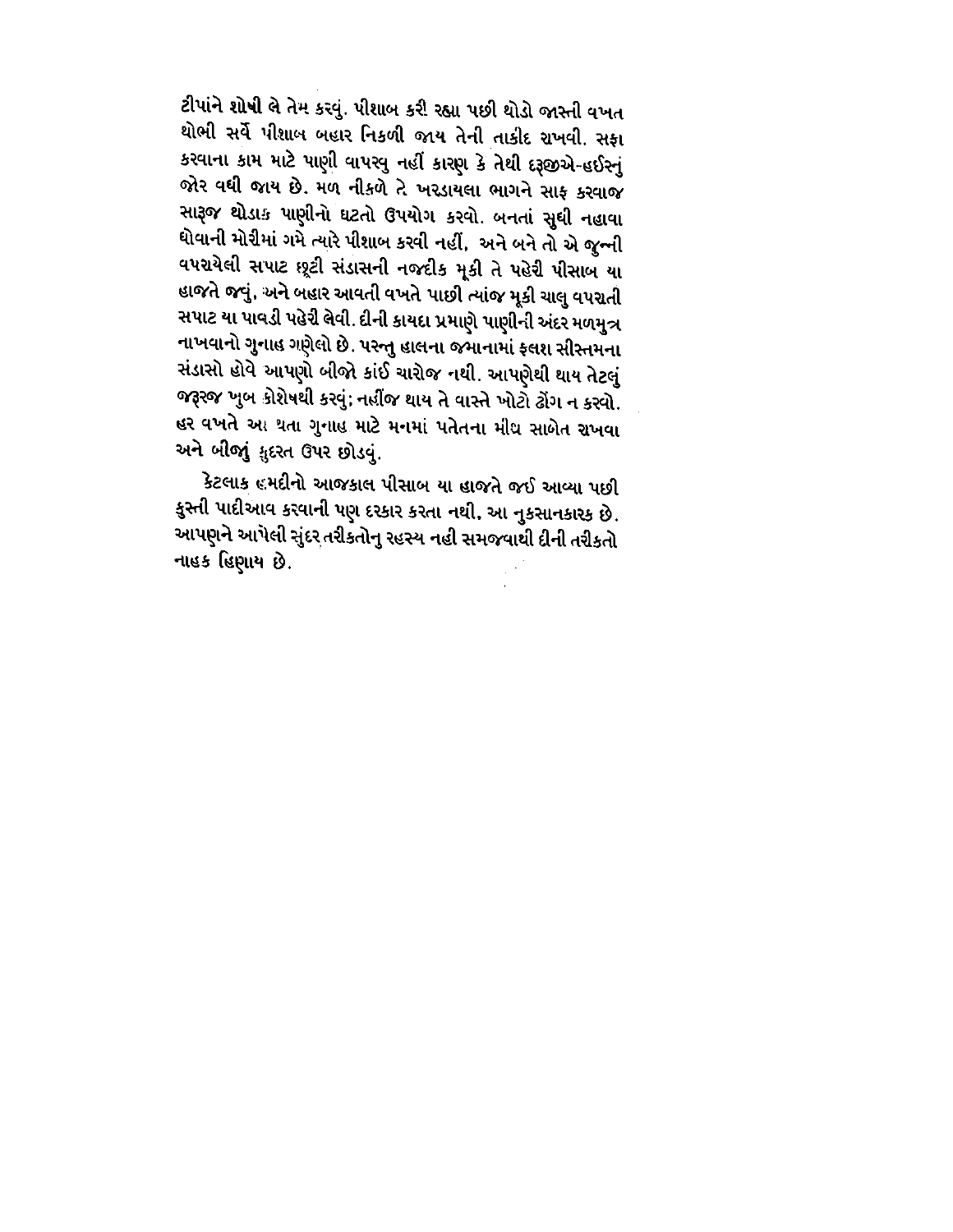ટીપાંને શોષી લે તેમ કરવું. પીશાબ કરી રહ્યા પછી થોડો જાસ્તી વખત થોભી સર્વે પીશાબ બહાર નિકળી જાય તેની તાકીદ રાખવી. સફા કરવાના કામ માટે પાણી વાપરવુ નહીં કારણ કે તેથી દરૂજીએ-હઈરનું જોર વધી જાય છે. મળ નીકળે તે ખરડાયલા ભાગને સાફ કરવાજ સારૂજ થોડાક પાણીનો ઘટતો ઉપયોગ કરવો. બનતાં સુધી નહાવા ધોવાની મોરીમાં ગમે ત્યારે પીશાબ કરવી નહીં, અને બને તો એ જુન્ની વપરાયેલી સપાટ છૂટી સંડાસની નજદીક મૂકી તે પહેરી પીસાબ યા હાજતે જવું, અને બહાર આવતી વખતે પાછી ત્યાંજ મૂકી ચાલુ વપરાતી સપાટ યા પાવડી પહેરી લેવી. દીની કાયદા પ્રમાણે પાણીની અંદર મળમુત્ર નાખવાનો ગુનાહ ગણેલો છે. પરન્તુ હાલના જમાનામાં ફલશ સીસ્તમના સંડાસો હોવે આપણો બીજો કાંઈ ચારોજ નથી. આપણેથી થાય તેટલું જરૂરજ ખુબ કોશેષથી કરવું; નહીંજ થાય તે વાસ્તે ખોટો ઢોંગ ન કરવો. હર વખતે આ થતા ગુનાહ માટે મનમાં પતેતના મીઘ સાબેત રાખવા અને બીજું કુદરત ઉપર છોડવું.

કેટલાક હમદીનો આજકાલ પીસાબ યા હાજતે જઈ આવ્યા પછી કુસ્તી પાદીઆવ કરવાની પણ દરકાર કરતા નથી, આ નુકસાનકારક છે. આપણને આપેલી સુંદર તરીકતોનુ રહસ્ય નહી સમજવાથી દીની તરીકતો નાહક હિણાય છે.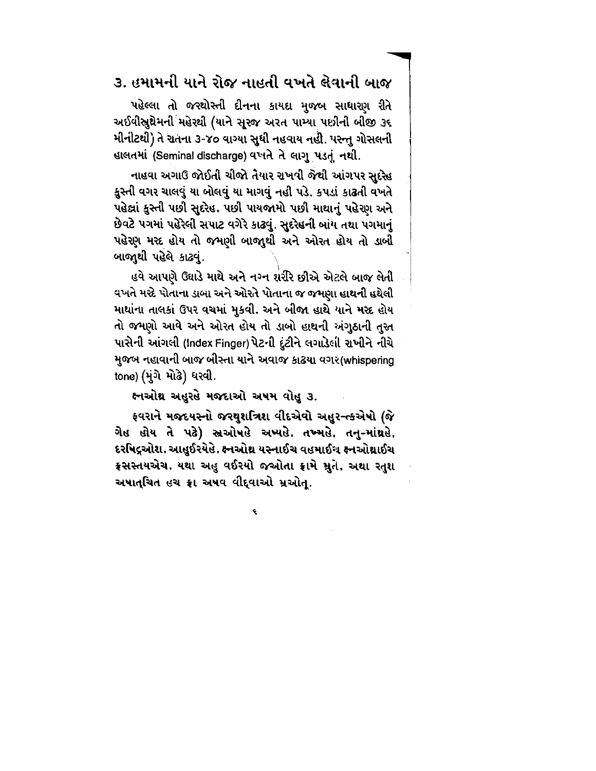## ૩. હમામની યાને રોજ નાહતી વખતે લેવાની બાજ

પહેલ્લા તો જરથોસ્તી દીનના કાયદા મુજબ સાધારણ રીતે અઈવીસ્રુથ્રેમની મહેરથી (યાને સૂરજ અસ્ત પામ્યા પછીની બીજી ૩૬ મીનીટથી) તે રાતના ૩-૪૦ વાગ્યા સુધી નહવાય નહીં. પરન્તુ ગોસલની હાલતમાં (Seminal discharge) વખતે તે લાગુ પડતું નથી.

નાહવા અગાઉ જોઈતી ચીજો તૈયાર રાખવી જેથી આંગપર સુદ્રેહ કુસ્તી વગર ચાલવું યા બોલવું યા માગવું નહી પડે. કપડાં કાઢતી વખતે પહેલાં કુસ્તી પછી સુદ્રેહ, પછી પાયજામો પછી માથાનું પહેરણ અને છેવટે પગમાં પહેરેલી સપાટ વગેરે કાઢવું. સુદ્રેહની બાંય તથા પગમાનું પહેરણ મરદ હોય તો જમણી બાજુથી અને ઓરત હોય તો ડાબી બાજુથી પહેલે કાઢવું.

હવે આપણે ઉઘાડે માથે અને નગ્ન શરીરે છીએ એટલે બાજ લેતી વખતે મરદે પોતાના ડાબા અને ઓરતે પોતાના જ જમણા હાથની હથેલી માથાંના તાલકાં ઉપર વચમાં મુકવી. અને બીજા હાથે યાને મરદ હોય તો જમણો આવે અને ઓરત હોય તો ડાબો હાથની અંગુઠાની તુરત પાસેની આંગલી (Index Finger) પેટની દુંટીને લગાડેલી રાખીને નીચે મુજબ નહાવાની બાજ બીસ્તા યાને અવાજ કાઢયા વગર(whispering tone) (મુંગે મોઢે) ધરવી.

**ક્ષ્નઓથ્ર અહુરહે મજદાઓ અષમ વોહુ ૩.**

**ફ્રવરાને મજદયસ્નો જરથુશ્ત્રિશ વીદએવો અહુર-ત્કએષો (જે ગેહ હોય તે પઢે) સ્રાઓષહે અષ્યહે, તખ્મહે, તનુ-માંથ્રહે, દરષિદ્રઓશ, આહુઈરયેહે. ક્ષ્નઓથ્ર યસ્નાઈચ વહમાઈચ ક્ષ્નઓથ્રાઈચ ફ્રસસ્તયએચ. યથા અહુ વઈરયો જઓતા ફ્રામે મ્રુતે. અથા રતુશ અષાત્ચિત હચ ફ્રા અષવ વીદ્વાઓ મ્રઓતૂ.**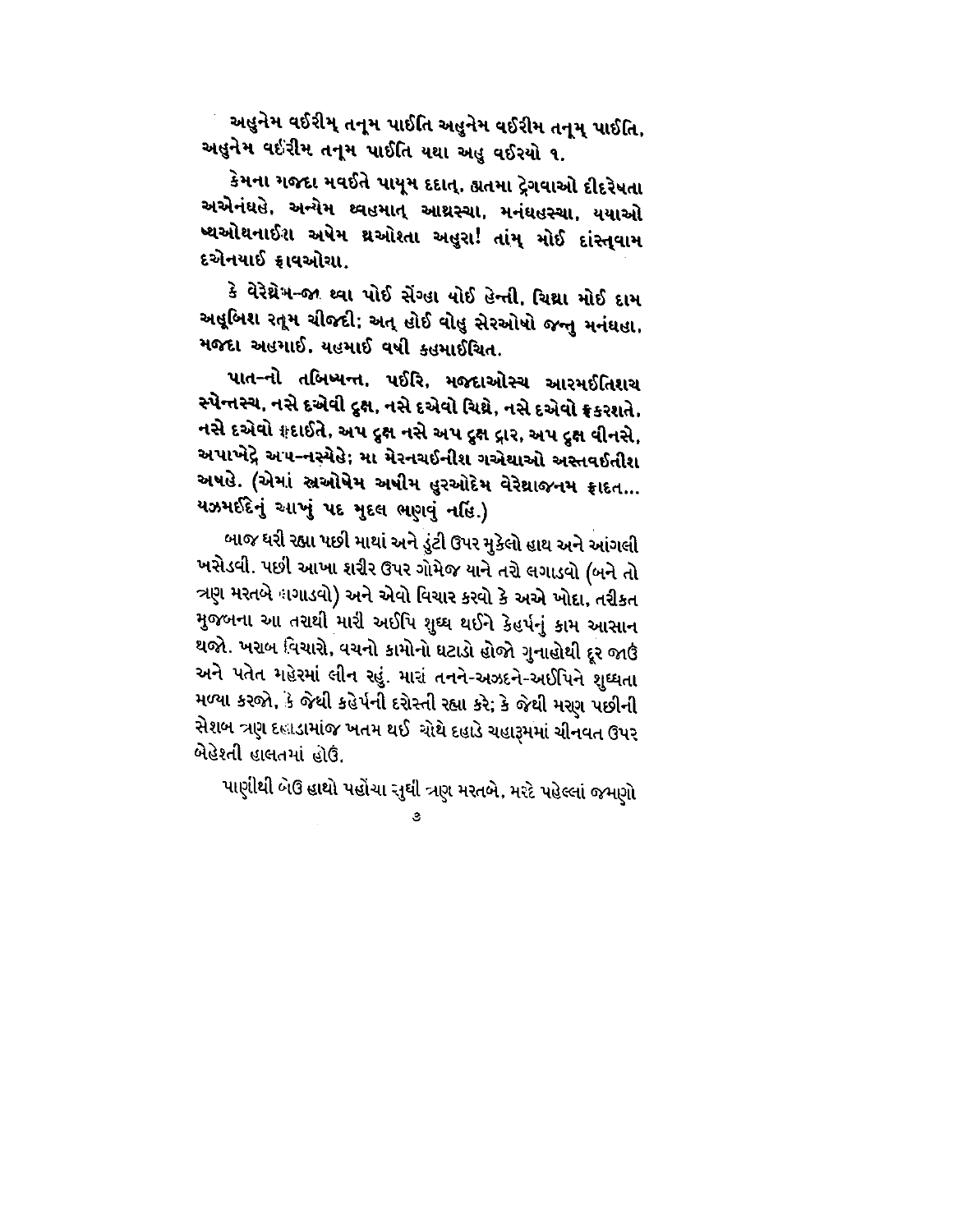અહુનેમ વઈરીમ્ તનૂમ પાઈતિ અહુનેમ વઈરીમ તનૂમ્ પાઈતિ, અહુનેમ વઈરીમ તનૂમ પાઈતિ યથા અહુ વઈરયો ૧.

કેમના મજદા મવઈતે પાયૂમ દદાત્, હ્યતમા દ્રેગવાઓ દીદરેષતા અએનંઘહે, અન્યેમ થ્વહમાત્ આથ્રસ્ચા, મનંઘહસ્ચા, યયાઓ શ્યઓથનાઈશ અષેમ થ્રઓશ્તા અહુરા! તાંમ્ મોઈ દાંસ્તવામ દએનયાઈ ફ્રાવઓચા.

કે વેરેથ્રેમ-જા થ્વા પોઈ સેંગ્હા યોઈ હેન્તી, ચિથ્રા મોઈ દામ અહૂબિશ રતૂમ ચીજદી; અત્ હોઈ વોહુ સેરઓષો જન્તુ મનંઘહા, મજદા અહમાઈ, યહમાઈ વષી કહમાઈચિત.

પાત-નો તબિષ્યન્ત, પઈરિ, મજદાઓસ્ચ આરમઈતિશચ સ્પેન્તસ્ચ, નસે દએવી દ્રુક્ષ, નસે દએવો ચિથ્રે, નસે દએવો ફ્રકરશતે, નસે દએવો ફ્રદાઈતે, અપ દ્રુક્ષ નસે અપ દ્રુક્ષ દ્રાર, અપ દ્રુક્ષ વીનસે, અપાખ્તેરે અપ-નસ્યેહે; મા મેરનચઈનીશ ગએથાઓ અસ્તવઈતીશ અષહે. (એમાં સ્રઓષેમ અષીમ હુરઓદેમ વેરેથ્રાજનમ ફ્રાદત... યઝમઈદેનું આખું પદ મુદલ ભણવું નહિ.)

બાજ ધરી રહ્યા પછી માથાં અને ડુંટી ઉપર મુકેલો હાથ અને આંગલી ખસેડવી. પછી આખા શરીર ઉપર ગોમેજ યાને તરો લગાડવો (બને તો ત્રણ મરતબે લગાડવો) અને એવો વિચાર કરવો કે અએ ખોદા, તરીકત મુજબના આ તરાથી મારી અઈપિ શુધ્ધ થઈને કેહર્પનું કામ આસાન થજો. ખરાબ વિચારો, વચનો કામોનો ઘટાડો હોજો ગુનાહોથી દૂર જાઉં અને પતેત મહેરમાં લીન રહું. મારાં તનને-અઝદને-અઈપિને શુધ્ધતા મળ્યા કરજો, કે જેથી કહેર્પની દરોસ્તી રહ્યા કરે; કે જેથી મરણ પછીની સેશબ ત્રણ દહાડામાંજ ખતમ થઈ ચોથે દહાડે ચહારૂમમાં ચીનવત ઉપર બેહેશ્તી હાલતમાં હોઉં.

પાણીથી બેઉ હાથો પહોંચા સુધી ત્રણ મરતબે, મરદે પહેલ્લાં જમણો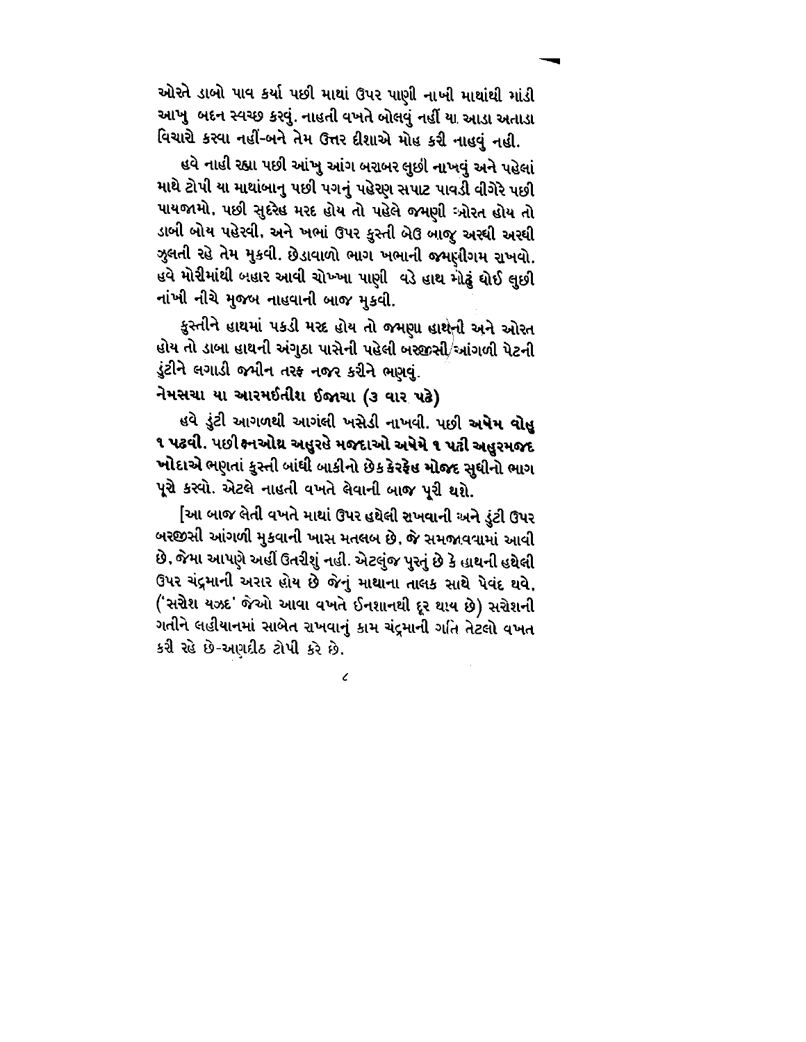ઓરતે ડાબો પાવ કર્યા પછી માથાં ઉપર પાણી નાખી માથાંથી માંડી આખુ બદન સ્વચ્છ કરવું. નાહતી વખતે બોલવું નહીં યા આડા અતાડા વિચારો કરવા નહીં-બને તેમ ઉત્તર દીશાએ મોહ કરી નાહવું નહી.

હવે નાહી રહ્યા પછી આંખુ આંગ બરાબર લુછી નાખવું અને પહેલાં માથે ટોપી યા માથાંબાનુ પછી પગનું પહેરણ સપાટ પાવડી વીગેરે પછી પાયજામો, પછી સુદરેહ મરદ હોય તો પહેલે જમણી ઓરત હોય તો ડાબી બોય પહેરવી, અને ખભાં ઉપર કુસ્તી બેઉ બાજુ અરધી અરધી ઝુલતી રહે તેમ મુકવી. છેડાવાળો ભાગ ખભાની જમણીગમ રાખવો. હવે મોરીમાંથી બહાર આવી ચોખ્ખા પાણી વડે હાથ મોઢું ધોઈ લુછી નાંખી નીચે મુજબ નાહવાની બાજ મુકવી.

કુસ્તીને હાથમાં પકડી મરદ હોય તો જમણા હાથની અને ઓરત હોય તો ડાબા હાથની અંગુઠા પાસેની પહેલી બરજીસી આંગળી પેટની ડુંટીને લગાડી જમીન તરફ નજર કરીને ભણવું.

**નેમસચા યા આરમઈતીશ ઈજાચા (૩ વાર પઢે)**

હવે ડુંટી આગળથી આગંલી ખસેડી નાખવી. પછી **અષેમ વોહુ ૧ પઢવી.** પછી **ક્ષ્નઓથ્ર અહુરહે મજદાઓ અષેમે ૧ પછી અહુરમજદ ખોદાએ** ભણતાં કુસ્તી બાંધી બાકીનો છેક **કેરફેહ મોજદ** સુધીનો ભાગ પૂરો કરવો. એટલે નાહતી વખતે લેવાની બાજ પૂરી થશે.

[આ બાજ લેતી વખતે માથાં ઉપર હથેલી રાખવાની અને ડુંટી ઉપર બરજીસી આંગળી મુકવાની ખાસ મતલબ છે, જે સમજાવવામાં આવી છે, જેમા આપણે અહીં ઉતરીશું નહી. એટલુંજ પુરતું છે કે હાથની હથેલી ઉપર ચંદ્રમાની અરાર હોય છે જેનું માથાના તાલક સાથે પેવંદ થવે, ('સરોશ યઝદ' જેઓ આવા વખતે ઈનશાનથી દૂર થાય છે) સરોશની ગતીને લહીયાનમાં સાબેત રાખવાનું કામ ચંદ્રમાની ગતિ તેટલો વખત કરી રહે છે-અણદીઠ ટોપી કરે છે.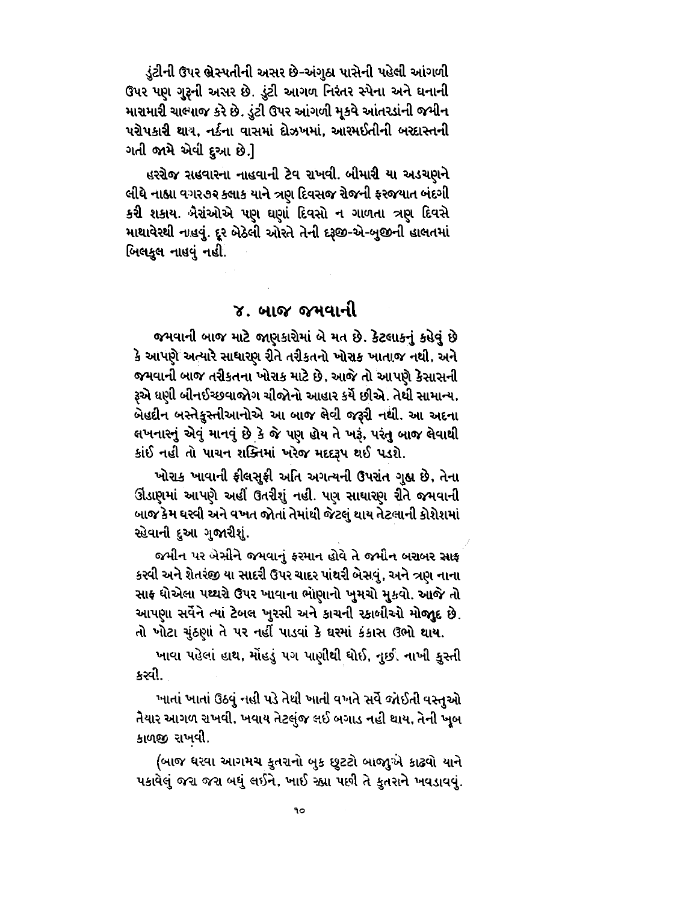ડુંટીની ઉપર બ્રેસ્પતીની અસર છે-અંગુઠા પાસેની પહેલી આંગળી ઉપર પણ ગુરૂની અસર છે. ડુંટી આગળ નિરંતર સ્પેના અને ઘનાની મારામારી ચાલ્યાજ કરે છે. ડુંટી ઉપર આંગળી મૂકવે આંતરડાંની જમીન પરોપકારી થાય, નર્કના વાસમાં દોઝખમાં, આરમઈતીની બરદાસ્તની ગતી જામે એવી દુઆ છે.]

હરરોજ સહવારના નાહવાની ટેવ રાખવી. બીમારી યા અડચણને લીધે નાહ્યા વગરઉર કલાક યાને ત્રણ દિવસજ રોજની ફરજ્યાત બંદગી કરી શકાય. બૈરાંઓએ પણ ઘણાં દિવસો ન ગાળતા ત્રણ દિવસે માથાવેરથી નાહવું. દૂર બેઠેલી ઓરતે તેની દરૂજી-એ-બુજીની હાલતમાં બિલકુલ નાહવું નહી.

## ૪. બાજ જમવાની

જમવાની બાજ માટે જાણકારોમાં બે મત છે. કેટલાકનું કહેવું છે કે આપણે અત્યારે સાધારણ રીતે તરીકતનો ખોરાક ખાતાજ નથી, અને જમવાની બાજ તરીકતના ખોરાક માટે છે, આજે તો આપણે કેસાસની રૂએ ઘણી બીનઈચ્છવાજોગ ચીજોનો આહાર કર્યે છીએ. તેથી સામાન્ય, બેહદીન બસ્તેકુસ્તીઆનોએ આ બાજ લેવી જરૂરી નથી. આ અદના લખનારનું એવું માનવું છે કે જે પણ હોય તે ખરૂં, પરંતુ બાજ લેવાથી કાંઈ નહી તો પાચન શક્તિમાં ખરેજ મદદરૂપ થઈ પડશે.

ખોરાક ખાવાની ફીલસુફી અતિ અગત્યની ઉપરાંત ગુહ્ય છે, તેના ઊંડાણમાં આપણે અહીં ઉતરીશું નહી. પણ સાધારણ રીતે જમવાની બાજ કેમ ધરવી અને વખત જોતાં તેમાંથી જેટલું થાય તેટલાની કોશેશમાં રહેવાની દુઆ ગુજારીશું.

જમીન પર બેસીને જમવાનું ફરમાન હોવે તે જમીન બરાબર સાફ કરવી અને શેતરંજી યા સાદરી ઉપર ચાદર પાંથરી બેસવું, અને ત્રણ નાના સાફ ધોએલા પથ્થરો ઉપર ખાવાના ભોણાનો ખુમચો મુકવો. આજે તો આપણા સર્વેને ત્યાં ટેબલ ખુરસી અને કાચની રકાબીઓ મોજાુદ છે. તો ખોટા ચુંઠણાં તે પર નહીં પાડવાં કે ઘરમાં કંકાસ ઉભો થાય.

ખાવા પહેલાં હાથ, મોંહડું પગ પાણીથી ધોઈ, નુઈં. નાખી કુસ્તી કરવી.

ખાતાં ખાતાં ઉઠવું નહી પડે તેથી ખાતી વખતે સર્વે જોઈતી વસ્તુઓ તૈયાર આગળ રાખવી, ખવાય તેટલુંજ લઈ બગાડ નહી થાય, તેની ખૂબ કાળજી રાખવી.

(બાજ ધરવા આગમચ કુતરાનો બુક છુટટો બાજુએ કાઢવો યાને પકાવેલું જરા જરા બધું લઈને, ખાઈ રહ્યા પછી તે કુતરાને ખવડાવવું.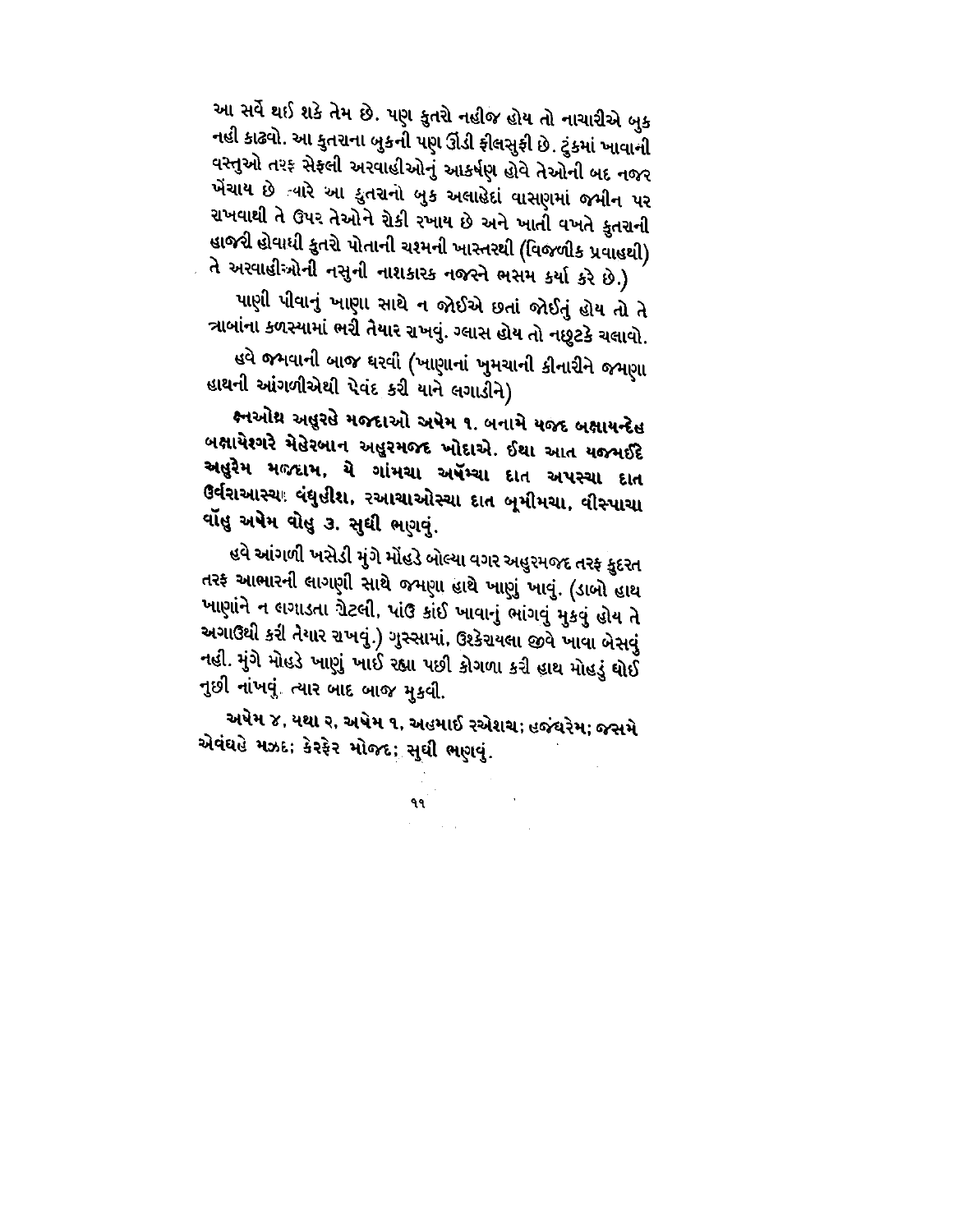આ સર્વે થઈ શકે તેમ છે. પણ કુતરો નહીજ હોય તો નાચારીએ બુક નહી કાઢવો. આ કુતરાના બુકની પણ ઊંડી ફીલસુફી છે. ટુંકમાં ખાવાની વસ્તુઓ તરફ સેફલી અરવાહીઓનું આકર્ષણ હોવે તેઓની બદ નજર ખેંચાય છે ત્યારે આ કુતરાનો બુક અલાહેદાં વાસણમાં જમીન પર રાખવાથી તે ઉપર તેઓને રોકી રખાય છે અને ખાતી વખતે કુતરાની હાજરી હોવાથી કુતરો પોતાની ચશ્મની ખાસ્તરથી (વિજળીક પ્રવાહથી) તે અરવાહીઓની નસુની નાશકારક નજરને ભસમ કર્યા કરે છે.)

પાણી પીવાનું ખાણા સાથે ન જોઈએ છતાં જોઈતું હોય તો તે ત્રાબાંના કળસ્યામાં ભરી તૈયાર રાખવું. ગ્લાસ હોય તો નછુટકે ચલાવો.

હવે જમવાની બાજ ધરવી (ખાણાનાં ખુમચાની કીનારીને જમણા હાથની આંગળીએથી પેવંદ કરી યાને લગાડીને)

**ક્ષ્નઓથ્ર અહુરહે મજદાઓ અષેમ ૧. બનામે યજદ બક્ષાયન્દેહ બક્ષાયેશગરે મેહેરબાન અહુરમજદ ખોદાએ. ઈથા આત યજમઈદે અહુરેમ મજદામ, યે ગાંમચા અષૅમ્ચા દાત અપસ્ચા દાત ઉર્વરાઆસ્ચા વંધુહીશ, રઆચાઓસ્ચા દાત બૂમીમચા, વીસ્પાચા વૉહુ અષેમ વોહુ ૩.** સુધી ભણવું.

હવે આંગળી ખસેડી મુંગે મોંહડે બોલ્યા વગર અહુરમજદ તરફ કુદરત તરફ આભારની લાગણી સાથે જમણા હાથે ખાણું ખાવું. (ડાબો હાથ ખાણાંને ન લગાડતા ચૅટલી, પાંઉ કાંઈ ખાવાનું ભાંગવું મુકવું હોય તે અગાઉથી કરી તૈયાર રાખવું.) ગુસ્સામાં, ઉશ્કેરાયલા જીવે ખાવા બેસવું નહી. મુંગે મોહડે ખાણું ખાઈ રહ્યા પછી કોગળા કરી હાથ મોહડું ધોઈ નુછી નાંખવું. ત્યાર બાદ બાજ મુકવી.

**અષેમ ૪, યથા ૨, અષેમ ૧, અહમાઈ રએશચ; હજંઘરેમ; જસમે એવંઘહે મઝદ; કેરફેર મોજદ;** સુધી ભણવું.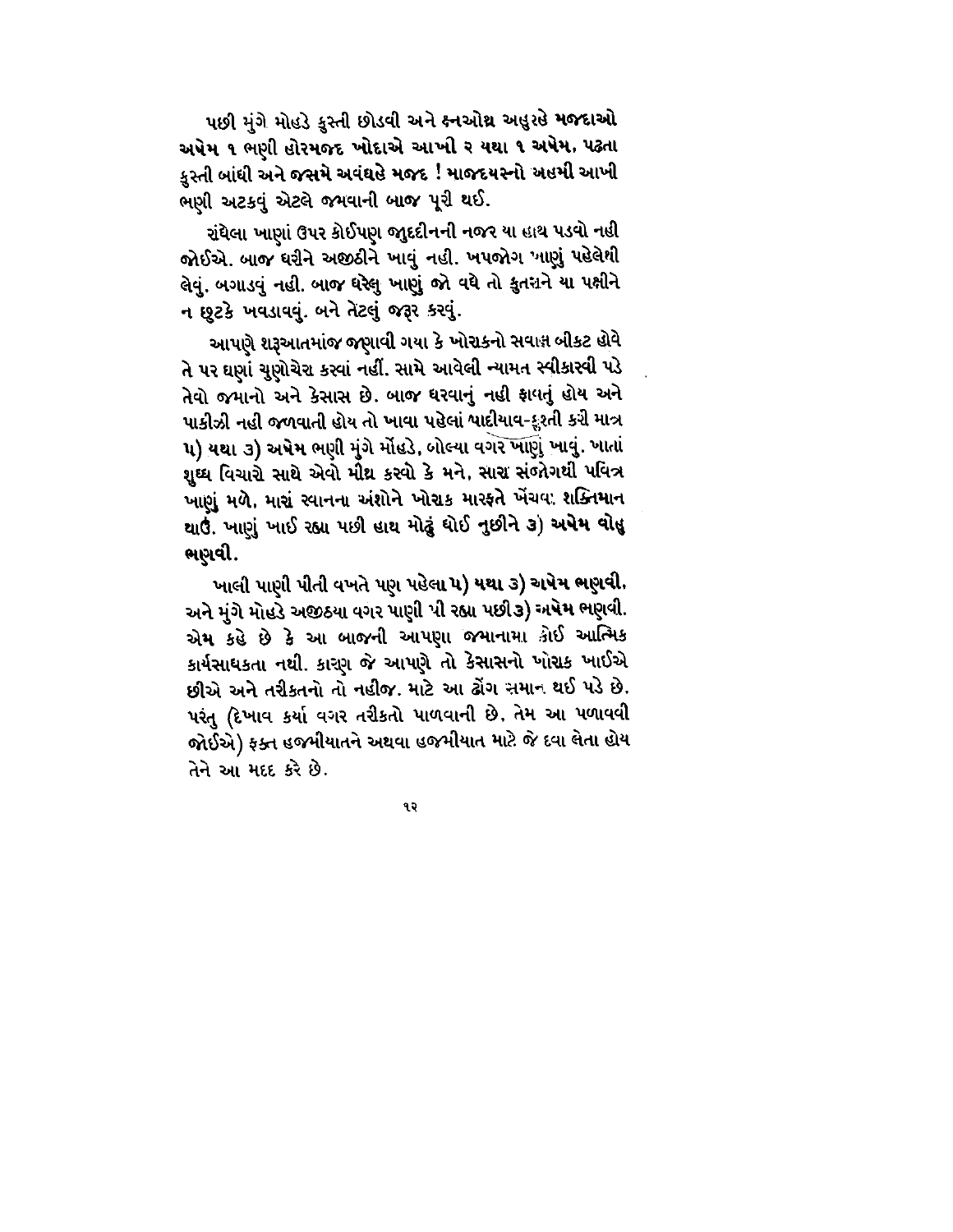પછી મુંગે મોહડે કુસ્તી છોડવી અને **ક્નઓથ્ર અહુરહે મજદાઓ અષેમ ૧ ભણી હોરમજદ ખોદાએ આખી ૨ યથા ૧ અષેમ. પઢતા** કુસ્તી બાંધી અને **જસમે અવંઘહે મજદ ! માજદયસ્નો અહમી આખી** ભણી અટકવું એટલે જમવાની બાજ પૂરી થઈ.

રાંધેલા ખાણાં ઉપર કોઈપણ જુદદીનની નજર યા હાથ પડવો નહી જોઈએ. બાજ ધરીને અજીઠીને ખાવું નહી. ખપજોગ ખાણું પહેલેથી લેવું. બગાડવું નહી. બાજ ધરેલુ ખાણું જો વધે તો કુતરાને યા પક્ષીને ન છુટકે ખવડાવવું. બને તેટલું જરૂર કરવું.

આપણે શરૂઆતમાંજ જણાવી ગયા કે ખોરાકનો સવાલ બીકટ હોવે તે પર ઘણાં ચુણોચેરા કરવાં નહીં. સામે આવેલી ન્યામત સ્વીકારવી પડે તેવો જમાનો અને કેસાસ છે. બાજ ધરવાનું નહી ફાવતું હોય અને પાકીઝી નહી જળવાતી હોય તો ખાવા પહેલાં ખાદીયાવ-દુશ્તી કરી માત્ર **૫) યથા ૩) અષેમ** ભણી મુંગે મોહડે, બોલ્યા વગર ખાણું ખાવું. ખાતાં શુધ્ધ વિચારો સાથે એવો મીથ્ર કરવો કે મને, સારા સંજોગથી પવિત્ર ખાણું મળે, મારાં સ્વાનના અંશોને ખોરાક મારફતે ખેંચવા શક્તિમાન થાઉં. ખાણું ખાઈ રહ્યા પછી હાથ મોઢું ધોઈ નુછીને **૩) અષેમ વોહુ ભણવી.**

ખાલી પાણી પીતી વખતે પણ પહેલા **૫) યથા ૩) અષેમ ભણવી.** અને મુંગે મોહડે અજીઠયા વગર પાણી પી રહ્યા પછી **૩) અષેમ ભણવી.** એમ કહે છે કે આ બાજની આપણા જમાનામા કોઈ આત્મિક કાર્યસાધકતા નથી. કારણ જે આપણે તો કેસાસનો ખોરાક ખાઈએ છીએ અને તરીકતનો તો નહીજ. માટે આ ઢોંગ સમાન થઈ પડે છે. પરંતુ (દેખાવ કર્યા વગર તરીકતો પાળવાની છે, તેમ આ પળાવવી જોઈએ) ફક્ત હજમીયાતને અથવા હજમીયાત માટે જે દવા લેતા હોય તેને આ મદદ કરે છે.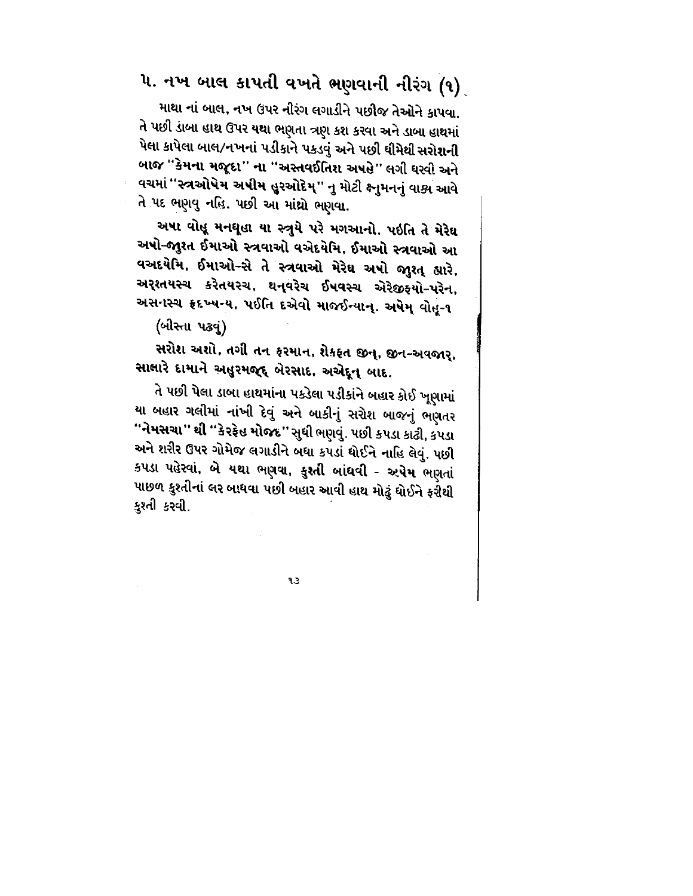## ૫. નખ બાલ કાપતી વખતે ભણવાની નીરંગ (૧)

માથા નાં બાલ, નખ ઉપર નીરંગ લગાડીને પછીજ તેઓને કાપવા. તે પછી ડાબા હાથ ઉપર યથા ભણતા ત્રણ કશ કરવા અને ડાબા હાથમાં પેલા કાપેલા બાલ/નખનાં પડીકાને પકડવું અને પછી ધીમેથી સરોશની બાજ "કેમના મઝ્દા" ના "અસ્તવઈતિશ અષહે" લગી ધરવી અને વચમાં "સ્ત્રઓષેમ અષીમ હુરઓદેમ્" નુ મોટી ક્ષ્નુમનનું વાક્ય આવે તે પદ ભણવુ નહિ. પછી આ માંથ્રો ભણવા.

**અષા વોહૂ મનધૂહા યા સ્ત્રુયે પરે મગઆનો. પઈતિ તે મેરેઘ અષો-જુરત ઈમાઓ સ્ત્રવાઓ વએદયેમિ, ઈમાઓ સ્ત્રવાઓ આ વઅદયેમિ, ઈમાઓ-સ્ચે તે સ્ત્રવાઓ મેરેઘ અષો જુરત્ હારે, અરૂશતયસ્ચ કરેતયસ્ચ, થનવરેચ ઈષવસ્ચ એરેજીફ્યો-પરેન, અસનસ્ચ ફ્દખ્યન્ય, પઈતિ દએવો માજઈન્યાન્. અષેમ્ વોહૂ-૧**

(બીસ્તા પઢવું)

**સરોશ અશો, તગી તન ફરમાન, શેકફત જીન્, જીન-અવજાર્, સાલારે દામાને અહુરમજ્દ બેરસાદ, અએદૂન્ બાદ.**

તે પછી પેલા ડાબા હાથમાંના પકડેલા પડીકાંને બહાર કોઈ ખૂણામાં યા બહાર ગલીમાં નાંખી દેવું અને બાકીનું સરોશ બાજનું ભણતર **"નેમસચા" થી "કેરફેહ મોજદ"** સુધી ભણવું. પછી કપડા કાઢી, કપડા અને શરીર ઉપર ગોમેજ લગાડીને બધા કપડાં ધોઈને નાહિ લેવું. પછી કપડા પહેરવાં, બે યથા ભણવા, કુશ્તી બાંધવી - અષેમ ભણતાં પાછળ કુશ્તીનાં લર બાધવા પછી બહાર આવી હાથ મોઢું ધોઈને ફરીથી કુશ્તી કરવી.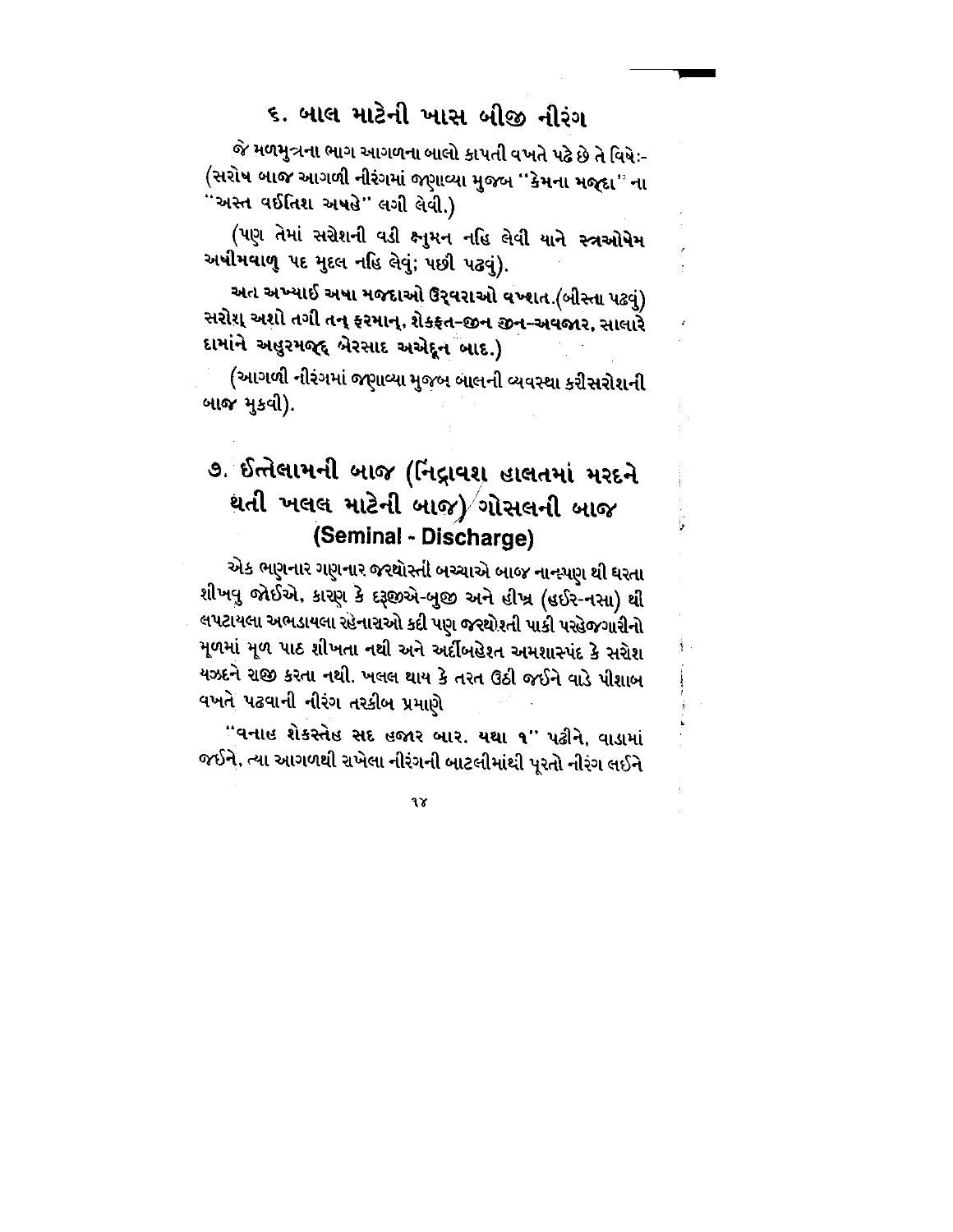## ૬. બાલ માટેની ખાસ બીજી નીરંગ

જે મળમુત્રના ભાગ આગળના બાલો કાપતી વખતે પઢે છે તે વિષે:- (સરોષ બાજ આગળી નીરંગમાં જણાવ્યા મુજબ "કેમના મજ્દા" ના "અસ્ત વઈતિશ અષહે" લગી લેવી.)

(પણ તેમાં સરોશની વડી ક્ષુમન નહિ લેવી યાને સ્ત્રઓષેમ અષીમવાળુ પદ મુદલ નહિ લેવું; પછી પઢવું).

અત અખ્યાઈ અષા મજદાઓ ઉર્વરાઓ વખ્શાત.(બીસ્તા પઢવું) સરોશ્ અશો તગી તન્ ફરમાન્, શેકફ્‌ત-જીન જીન-અવજાર, સાલારે દામાંને અહુરમજ્દ બેરસાદ અએદૂન બાદ.)

(આગળી નીરંગમાં જણાવ્યા મુજબ બાલની વ્યવસ્થા કરીસરોશની બાજ મુકવી).

## ૭. ઈત્તેલામની બાજ (નિંદ્રાવશ હાલતમાં મરદને થતી ખલલ માટેની બાજ)/ગોસલની બાજ (Seminal - Discharge)

એક ભણનાર ગણનાર જરથોસ્તી બચ્ચાએ બાજ નાનપણ થી ધરતા શીખવુ જોઈએ, કારણ કે દરૂજીએ-બુજી અને હીખ્ર (હઈર-નસા) થી લપટાયલા અભડાયલા રહેનારાઓ કદી પણ જરથોશ્તી પાકી પરહેજગારીનો મૂળમાં મૂળ પાઠ શીખતા નથી અને અર્દીબહેશ્ત અમશાસ્પંદ કે સરોશ યઝદને રાજી કરતા નથી. ખલલ થાય કે તરત ઉઠી જઈને વાડે પીશાબ વખતે પઢવાની નીરંગ તરકીબ પ્રમાણે

"વનાહ શેકસ્તેહ સદ હજાર બાર. યથા ૧" પઢીને, વાડામાં જઈને, ત્યા આગળથી રાખેલા નીરંગની બાટલીમાંથી પૂરતો નીરંગ લઈને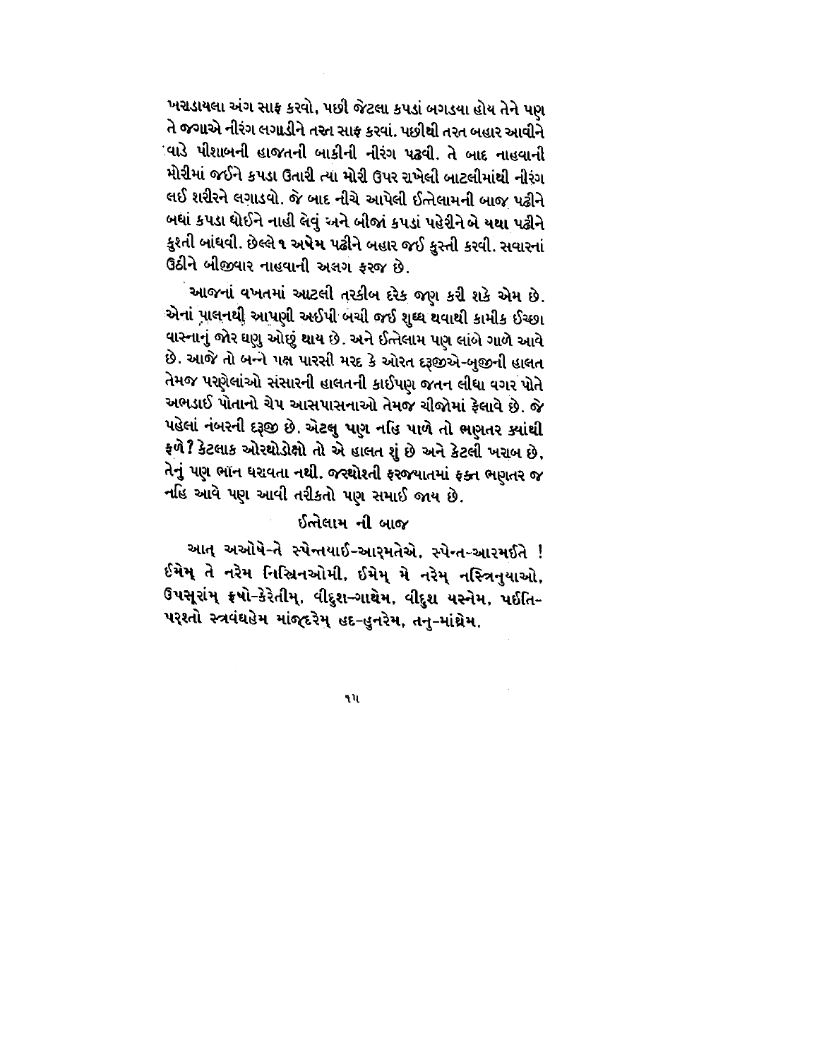ખરાડાયલા અંગ સાફ કરવો, પછી જેટલા કપડાં બગડયા હોય તેને પણ તે જગાએ નીરંગ લગાડીને તરત સાફ કરવાં. પછીથી તરત બહાર આવીને વાડે પીશાબની હાજતની બાકીની નીરંગ પઢવી. તે બાદ નાહવાની મોરીમાં જઈને કપડા ઉતારી ત્યા મોરી ઉપર રાખેલી બાટલીમાંથી નીરંગ લઈ શરીરને લગાડવો. જે બાદ નીચે આપેલી ઈત્તેલામની બાજ પઢીને બધાં કપડા ધોઈને નાહી લેવું અને બીજાં કપડાં પહેરીને બે યથા પઢીને કુશ્તી બાંધવી. છેલ્લે ૧ **અષેમ** પઢીને બહાર જઈ કુસ્તી કરવી. સવારનાં ઉઠીને બીજીવાર નાહવાની અલગ ફરજ છે.

આજનાં વખતમાં આટલી તરકીબ દરેક જણ કરી શકે એમ છે. એનાં પાલનથી આપણી અઈપી બચી જઈ શુધ્ધ થવાથી કામીક ઈચ્છા વાસ્નાનું જોર ઘણુ ઓછું થાય છે. અને ઈત્તેલામ પણ લાંબે ગાળે આવે છે. આજે તો બન્ને પક્ષ પારસી મરદ કે ઓરત દરૂજીએ-બુજીની હાલત તેમજ પરણેલાંઓ સંસારની હાલતની કાઈપણ જતન લીધા વગર પોતે અભડાઈ પોતાનો ચેપ આસપાસનાઓ તેમજ ચીજોમાં ફેલાવે છે. જે પહેલાં નંબરની દરૂજી છે. એટલુ પણ નહિ પાળે તો ભણતર ક્યાંથી ફળે? કેટલાક ઓરથોડોક્ષો તો એ હાલત શું છે અને કેટલી ખરાબ છે, તેનું પણ ભાૅન ધરાવતા નથી. જરથોશ્તી ફરજ્યાતમાં ફક્ત ભણતર જ નહિ આવે પણ આવી તરીકતો પણ સમાઈ જાય છે.

### ઈત્તેલામ ની બાજ

આત્ અઓષે-તે સ્પેન્તયાઈ-આરમતેએ, સ્પેન્ત-આરમઈતે ! ઈમેમ્ તે નરેમ નિસ્રિનઓમી, ઈમેમ્ મે નરેમ્ નસ્ત્રિનુયાઓ, ઉપસૂરાંમ્ ફ્ષો-કેરેતીમ્, વીદુશ-ગાથેમ, વીદુશ યસ્નેમ, પઈતિ-પરશ્તો સ્ત્રવંઘહેમ માંજ્દરેમ્ હદ-હુનરેમ, તનુ-માંથ્રેમ.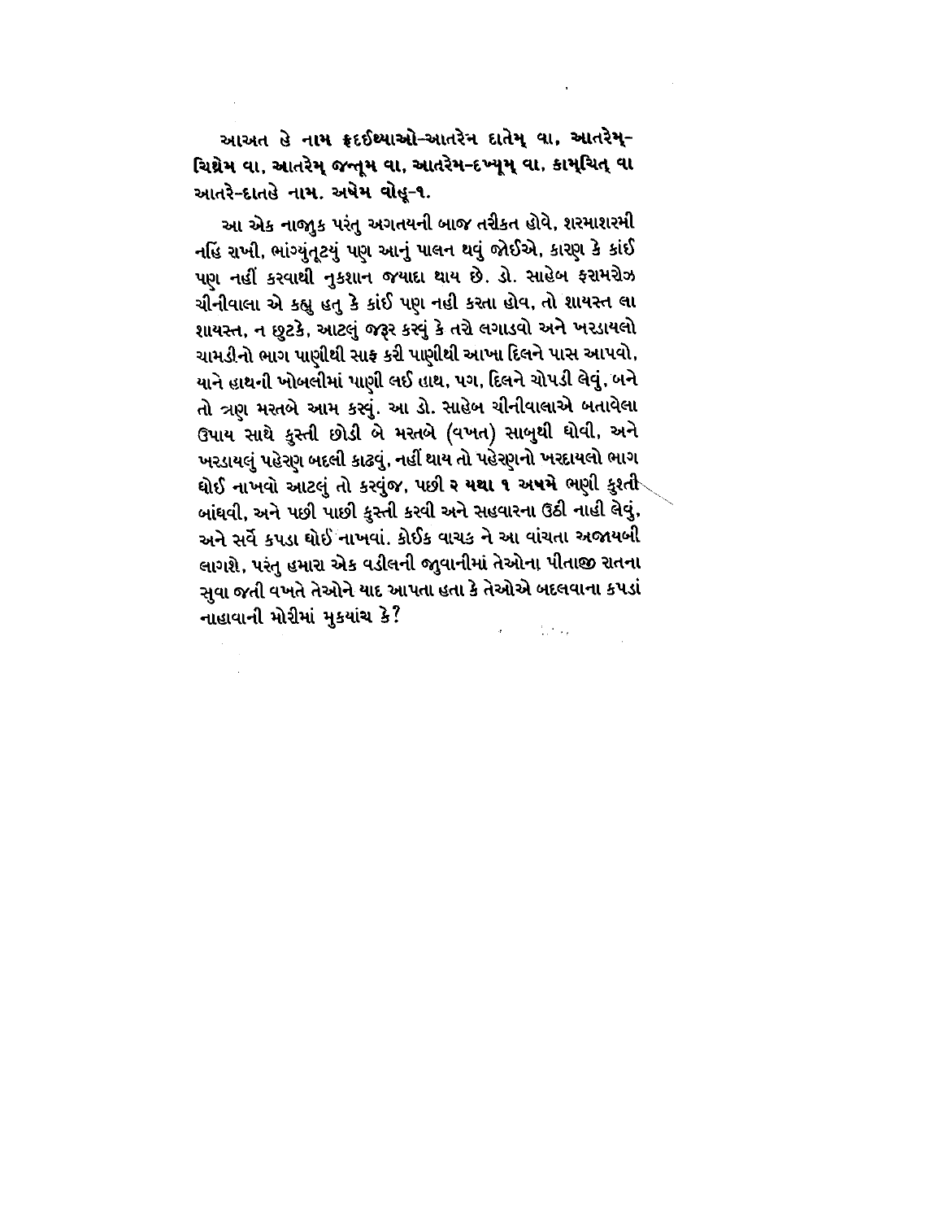**આઅત હે નામ ફ્દઈથ્યાઓ-આતરેન દાતેમ્ વા, આતરેમ્-ચિથ્રેમ વા, આતરેમ્ જન્તૂમ વા, આતરેમ-દખ્મૂમ્ વા, કામ્ચિત્ વા આતરે-દાતહે નામ. અષેમ વોહૂ-૧.**

આ એક નાજુક પરંતુ અગતયની બાજ તરીકત હોવે, શરમાશરમી નહિ રાખી, ભાંગ્યુંતૂટયું પણ આનું પાલન થવું જોઈએ, કારણ કે કાંઈ પણ નહીં કરવાથી નુકશાન જ્યાદા થાય છે. ડો. સાહેબ ફરામરોઝ ચીનીવાલા એ કહ્યુ હતુ કે કાંઈ પણ નહી કરતા હોવ, તો શાયસ્ત લા શાયસ્ત, ન છુટકે, આટલું જરૂર કરવું કે તરો લગાડવો અને ખરડાયલો ચામડીનો ભાગ પાણીથી સાફ કરી પાણીથી આખા દિલને પાસ આપવો, યાને હાથની ખોબલીમાં પાણી લઈ હાથ, પગ, દિલને ચોપડી લેવું, બને તો ત્રણ મરતબે આમ કરવું. આ ડો. સાહેબ ચીનીવાલાએ બતાવેલા ઉપાય સાથે કુસ્તી છોડી બે મરતબે (વખત) સાબુથી ધોવી, અને ખરડાયલું પહેરણ બદલી કાઢવું, નહીં થાય તો પહેરણનો ખરદાયલો ભાગ ધોઈ નાખવો આટલું તો કરવુંજ, પછી **૨ યથા ૧ અષમે** ભણી કુશ્તી બાંધવી, અને પછી પાછી કુસ્તી કરવી અને સહવારના ઉઠી નાહી લેવું, અને સર્વે કપડા ધોઈ નાખવાં. કોઈક વાચક ને આ વાંચતા અજાયબી લાગશે, પરંતુ હમારા એક વડીલની જુવાનીમાં તેઓના પીતાજી રાતના સુવા જતી વખતે તેઓને યાદ આપતા હતા કે તેઓએ બદલવાના કપડાં નાહાવાની મોરીમાં મુકયાંચ કે?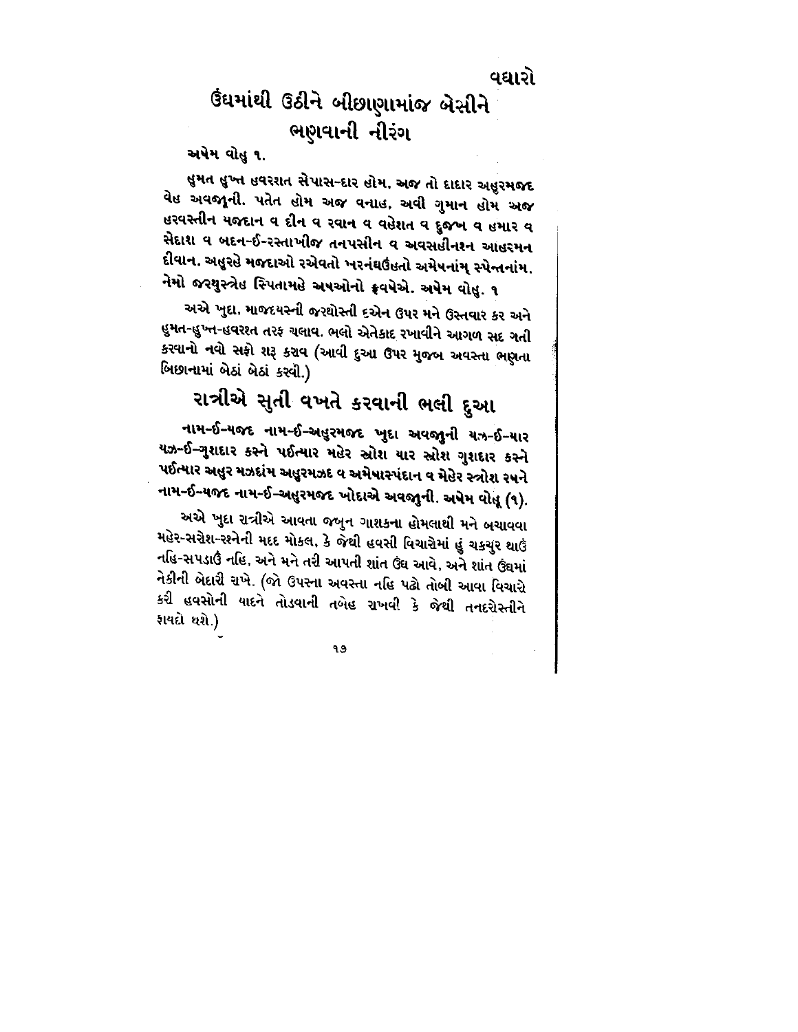વધારો

# ઉંઘમાંથી ઉઠીને બીછાણામાંજ બેસીને ભણવાની નીરંગ

**અષેમ વોહુ ૧.**

**હુમત હુખ્ત હવરશત સેપાસ-દાર હોમ. અજ તો દાદાર અહુરમજદ વેહ અવજાુની. પતેત હોમ અજ વનાહ, અવી ગુમાન હોમ અજ હરવસ્તીન યજદાન વ દીન વ રવાન વ વહેશત વ દુજખ વ હમાર વ સેદાશ વ બદન-ઈ-રસ્તાખીજ તનપસીન વ અવસહીનશ્ન આહરમન દીવાન. અહુરહે મજદાઓ રએવતો ખરનંઘઉહતો અમેષનાંમ્ સ્પેન્તનાંમ. નેમો જરથુસ્ત્રેહ સ્પિતામહે અષઓનો ફ્રવષેએ. અષેમ વોહુ. ૧**

અએ ખુદા, માજદયસ્ની જરથોસ્તી દએન ઉપર મને ઉસ્તવાર કર અને હુમત-હુખ્ત-હવરશત તરફ ચલાવ. ભલો એતેકાદ રખાવીને આગળ સદ ગતી કરવાનો નવો સફો શરૂ કરાવ (આવી દુઆ ઉપર મુજબ અવસ્તા ભણતા બિછાનામાં બેઠાં બેઠાં કરવી.)

# રાત્રીએ સુતી વખતે કરવાની ભલી દુઆ

**નામ-ઈ-યજદ નામ-ઈ-અહુરમજદ ખુદા અવજાુની યઝ-ઈ-યાર યઝ-ઈ-ગુશાદાર કસ્ને પઈત્યાર મહેર સ્રોશ યાર સ્રોશ ગુશદાર કસ્ને પઈત્યાર અહુર મઝદાંમ અહુરમઝદ વ અમેષાસ્પંદાન વ મેહેર સ્રોશ રષને નામ-ઈ-યજદ નામ-ઈ-અહુરમજદ ખોદાએ અવજાુની. અષેમ વોહૂ (૧).**

અએ ખુદા રાત્રીએ આવતા જબુન ગાશકના હોમલાથી મને બચાવવા મહેર-સરોશ-રશ્નેની મદદ મોકલ, કે જેથી હવસી વિચારોમાં હું ચકચુર થાઉં નહિ-સપડાઉં નહિ, અને મને તરી આપતી શાંત ઉંઘ આવે, અને શાંત ઉંઘમાં નેકીની બેદારી રાખે. (જો ઉપરના અવસ્તા નહિ પઢો તોબી આવા વિચારે કરી હવસોની યાદને તોડવાની તજેહ રાખવી કે જેથી તનદરોસ્તીને ફાયદો થશે.)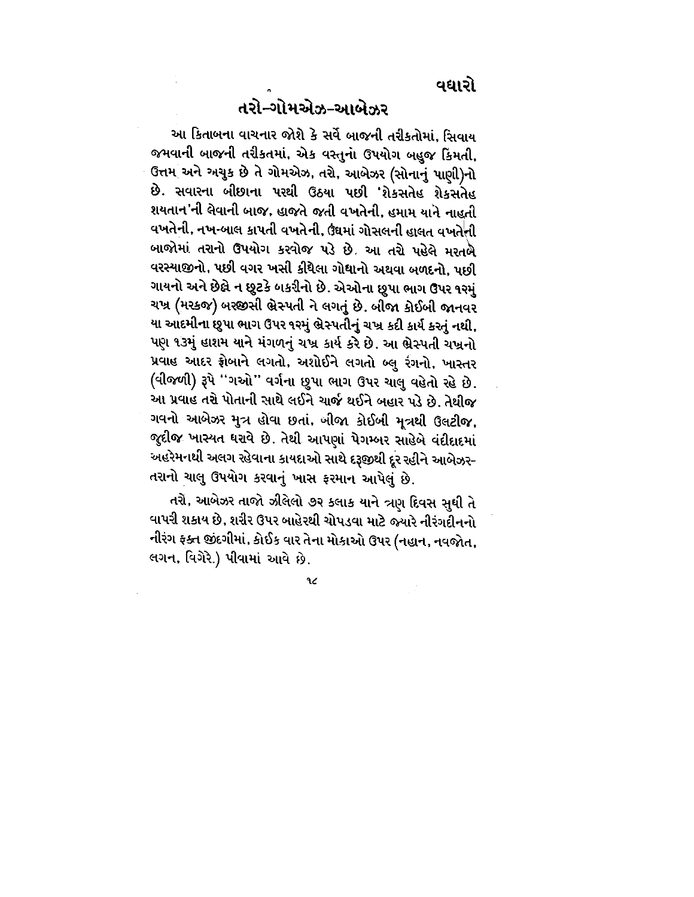## વધારો

# તરો-ગોમએઝ-આબેઝર

આ કિતાબના વાચનાર જોશે કે સર્વે બાજની તરીકતોમાં, સિવાય જમવાની બાજની તરીકતમાં, એક વસ્તુનો ઉપયોગ બહુજ કિંમતી, ઉત્તમ અને અચુક છે તે ગોમએઝ, તરો, આબેઝર (સોનાનું પાણી)નો છે. સવારના બીછાના પરથી ઉઠયા પછી 'શેકસતેહ શેકસતેહ શયતાન'ની લેવાની બાજ, હાજતે જતી વખતેની, હમામ યાને નાહતી વખતેની, નખ-બાલ કાપતી વખતેની, ઉંઘમાં ગોસલની હાલત વખતેની બાજોમાં તરાનો ઉપયોગ કરવોજ પડે છે. આ તરો પહેલે મરતબે વરસ્યાજીનો, પછી વગર ખસી કીથેલા ગોધાનો અથવા બળદનો, પછી ગાયનો અને છેલ્લે ન છુટકે બકરીનો છે. એઓના છુપા ભાગ ઉપર ૧૨મું ચખ્ર (મરકજ) બરજીસી બ્રેસ્પતી ને લગતું છે. બીજા કોઈબી જાનવર યા આદમીના છુપા ભાગ ઉપર ૧૨મું બ્રેસ્પતીનું ચખ્ર કદી કાર્ય કરતું નથી, પણ ૧૩મું હાશમ યાને મંગળનું ચખ્ર કાર્ય કરે છે. આ બ્રેસ્પતી ચખ્રનો પ્રવાહ આદર ફ્રોબાને લગતો, અશોઈને લગતો બ્લુ રંગનો, ખાસ્તર (વીજળી) રૂપે "ગઓ" વર્ગના છુપા ભાગ ઉપર ચાલુ વહેતો રહે છે. આ પ્રવાહ તરો પોતાની સાથે લઈને ચાર્જ થઈને બહાર પડે છે. તેથીજ ગવનો આબેઝર મુત્ર હોવા છતાં, બીજા કોઈબી મૂત્રથી ઉલટીજ, જુદીજ ખાસ્યત ધરાવે છે. તેથી આપણાં પેગમ્બર સાહેબે વંદીદાદમાં અહરેમનથી અલગ રહેવાના કાયદાઓ સાથે દરૂજીથી દૂર રહીને આબેઝર-તરાનો ચાલુ ઉપયોગ કરવાનું ખાસ ફરમાન આપેલું છે.

તરો, આબેઝર તાજો ઝીલેલો ૭૨ કલાક યાને ત્રણ દિવસ સુધી તે વાપરી શકાય છે, શરીર ઉપર બાહેરથી ચોપડવા માટે જ્યારે નીરંગદીનનો નીરંગ ફક્ત જીંદગીમાં, કોઈક વાર તેના મોકાઓ ઉપર (નહાન, નવજોત, લગન, વિગેરે.) પીવામાં આવે છે.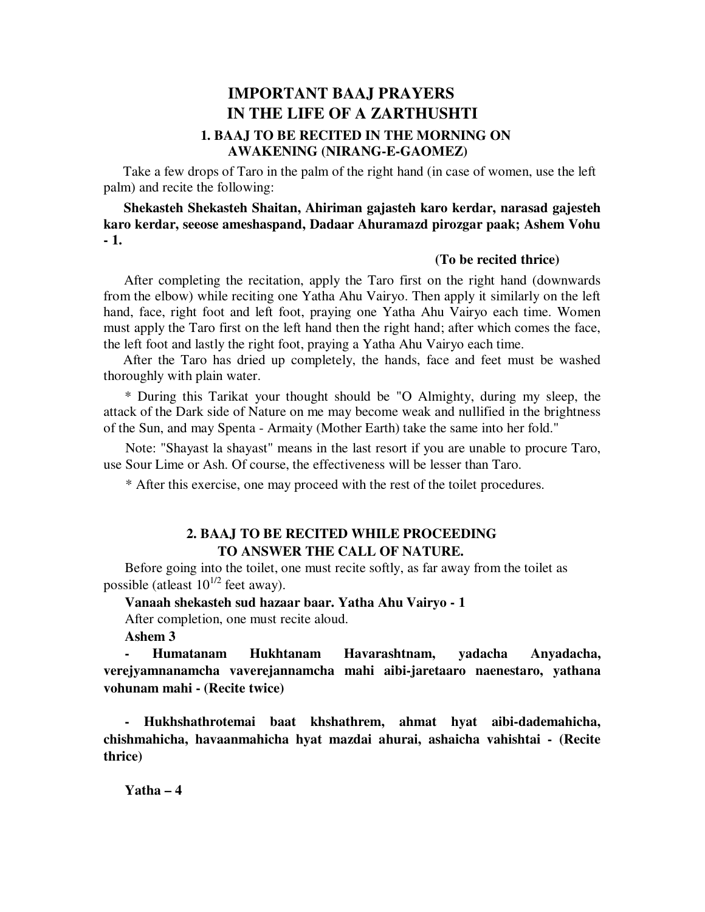# IMPORTANT BAAJ PRAYERS IN THE LIFE OF A ZARTHUSHTI

## 1. BAAJ TO BE RECITED IN THE MORNING ON AWAKENING (NIRANG-E-GAOMEZ)

Take a few drops of Taro in the palm of the right hand (in case of women, use the left palm) and recite the following:

**Shekasteh Shekasteh Shaitan, Ahiriman gajasteh karo kerdar, narasad gajesteh karo kerdar, seeose ameshaspand, Dadaar Ahuramazd pirozgar paak; Ashem Vohu - 1.**

**(To be recited thrice)**

After completing the recitation, apply the Taro first on the right hand (downwards from the elbow) while reciting one Yatha Ahu Vairyo. Then apply it similarly on the left hand, face, right foot and left foot, praying one Yatha Ahu Vairyo each time. Women must apply the Taro first on the left hand then the right hand; after which comes the face, the left foot and lastly the right foot, praying a Yatha Ahu Vairyo each time.

After the Taro has dried up completely, the hands, face and feet must be washed thoroughly with plain water.

* During this Tarikat your thought should be "O Almighty, during my sleep, the attack of the Dark side of Nature on me may become weak and nullified in the brightness of the Sun, and may Spenta - Armaity (Mother Earth) take the same into her fold."

Note: "Shayast la shayast" means in the last resort if you are unable to procure Taro, use Sour Lime or Ash. Of course, the effectiveness will be lesser than Taro.

* After this exercise, one may proceed with the rest of the toilet procedures.

## 2. BAAJ TO BE RECITED WHILE PROCEEDING TO ANSWER THE CALL OF NATURE.

Before going into the toilet, one must recite softly, as far away from the toilet as possible (atleast $10^{1/2}$ feet away).

**Vanaah shekasteh sud hazaar baar. Yatha Ahu Vairyo - 1**

After completion, one must recite aloud.

**Ashem 3**

**- Humatanam Hukhtanam Havarashtnam, yadacha Anyadacha, verejyamnanamcha vaverejannamcha mahi aibi-jaretaaro naenestaro, yathana vohunam mahi - (Recite twice)**

**- Hukhshathrotemai baat khshathrem, ahmat hyat aibi-dademahicha, chishmahicha, havaanmahicha hyat mazdai ahurai, ashaicha vahishtai - (Recite thrice)**

**Yatha – 4**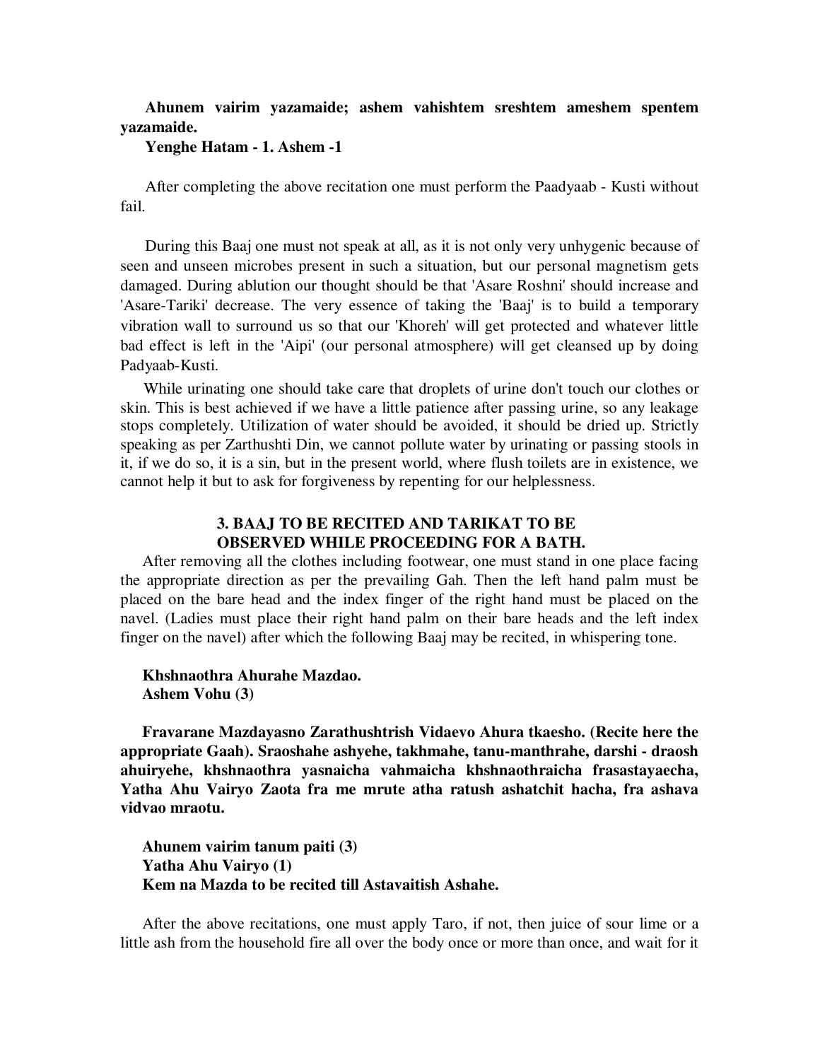**Ahunem vairim yazamaide; ashem vahishtem sreshtem ameshem spentem yazamaide.**

**Yenghe Hatam - 1. Ashem -1**

After completing the above recitation one must perform the Paadyaab - Kusti without fail.

During this Baaj one must not speak at all, as it is not only very unhygenic because of seen and unseen microbes present in such a situation, but our personal magnetism gets damaged. During ablution our thought should be that 'Asare Roshni' should increase and 'Asare-Tariki' decrease. The very essence of taking the 'Baaj' is to build a temporary vibration wall to surround us so that our 'Khoreh' will get protected and whatever little bad effect is left in the 'Aipi' (our personal atmosphere) will get cleansed up by doing Padyaab-Kusti.

While urinating one should take care that droplets of urine don't touch our clothes or skin. This is best achieved if we have a little patience after passing urine, so any leakage stops completely. Utilization of water should be avoided, it should be dried up. Strictly speaking as per Zarthushti Din, we cannot pollute water by urinating or passing stools in it, if we do so, it is a sin, but in the present world, where flush toilets are in existence, we cannot help it but to ask for forgiveness by repenting for our helplessness.

### 3. BAAJ TO BE RECITED AND TARIKAT TO BE OBSERVED WHILE PROCEEDING FOR A BATH.

After removing all the clothes including footwear, one must stand in one place facing the appropriate direction as per the prevailing Gah. Then the left hand palm must be placed on the bare head and the index finger of the right hand must be placed on the navel. (Ladies must place their right hand palm on their bare heads and the left index finger on the navel) after which the following Baaj may be recited, in whispering tone.

**Khshnaothra Ahurahe Mazdao.**
**Ashem Vohu (3)**

**Fravarane Mazdayasno Zarathushtrish Vidaevo Ahura tkaesho. (Recite here the appropriate Gaah). Sraoshahe ashyehe, takhmahe, tanu-manthrahe, darshi - draosh ahuiryehe, khshnaothra yasnaicha vahmaicha khshnaothraicha frasastayaecha, Yatha Ahu Vairyo Zaota fra me mrute atha ratush ashatchit hacha, fra ashava vidvao mraotu.**

**Ahunem vairim tanum paiti (3)**
**Yatha Ahu Vairyo (1)**
**Kem na Mazda to be recited till Astavaitish Ashahe.**

After the above recitations, one must apply Taro, if not, then juice of sour lime or a little ash from the household fire all over the body once or more than once, and wait for it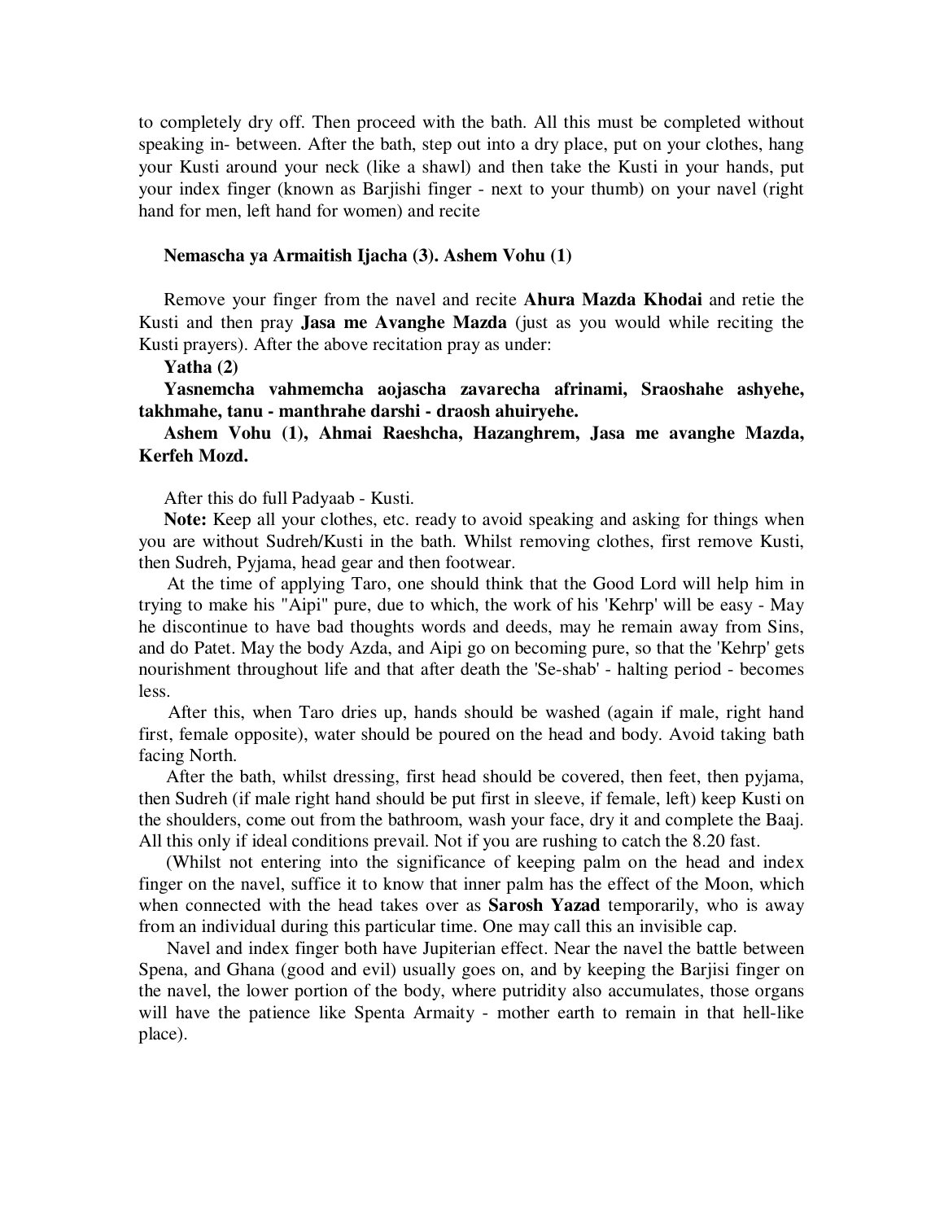to completely dry off. Then proceed with the bath. All this must be completed without speaking in- between. After the bath, step out into a dry place, put on your clothes, hang your Kusti around your neck (like a shawl) and then take the Kusti in your hands, put your index finger (known as Barjishi finger - next to your thumb) on your navel (right hand for men, left hand for women) and recite

**Nemascha ya Armaitish Ijacha (3). Ashem Vohu (1)**

Remove your finger from the navel and recite **Ahura Mazda Khodai** and retie the Kusti and then pray **Jasa me Avanghe Mazda** (just as you would while reciting the Kusti prayers). After the above recitation pray as under:

**Yatha (2)**

**Yasnemcha vahmemcha aojascha zavarecha afrinami, Sraoshahe ashyehe, takhmahe, tanu - manthrahe darshi - draosh ahuiryehe.**

**Ashem Vohu (1), Ahmai Raeshcha, Hazanghrem, Jasa me avanghe Mazda, Kerfeh Mozd.**

After this do full Padyaab - Kusti.

**Note:** Keep all your clothes, etc. ready to avoid speaking and asking for things when you are without Sudreh/Kusti in the bath. Whilst removing clothes, first remove Kusti, then Sudreh, Pyjama, head gear and then footwear.

At the time of applying Taro, one should think that the Good Lord will help him in trying to make his "Aipi" pure, due to which, the work of his 'Kehrp' will be easy - May he discontinue to have bad thoughts words and deeds, may he remain away from Sins, and do Patet. May the body Azda, and Aipi go on becoming pure, so that the 'Kehrp' gets nourishment throughout life and that after death the 'Se-shab' - halting period - becomes less.

After this, when Taro dries up, hands should be washed (again if male, right hand first, female opposite), water should be poured on the head and body. Avoid taking bath facing North.

After the bath, whilst dressing, first head should be covered, then feet, then pyjama, then Sudreh (if male right hand should be put first in sleeve, if female, left) keep Kusti on the shoulders, come out from the bathroom, wash your face, dry it and complete the Baaj. All this only if ideal conditions prevail. Not if you are rushing to catch the 8.20 fast.

(Whilst not entering into the significance of keeping palm on the head and index finger on the navel, suffice it to know that inner palm has the effect of the Moon, which when connected with the head takes over as **Sarosh Yazad** temporarily, who is away from an individual during this particular time. One may call this an invisible cap.

Navel and index finger both have Jupiterian effect. Near the navel the battle between Spena, and Ghana (good and evil) usually goes on, and by keeping the Barjisi finger on the navel, the lower portion of the body, where putridity also accumulates, those organs will have the patience like Spenta Armaity - mother earth to remain in that hell-like place).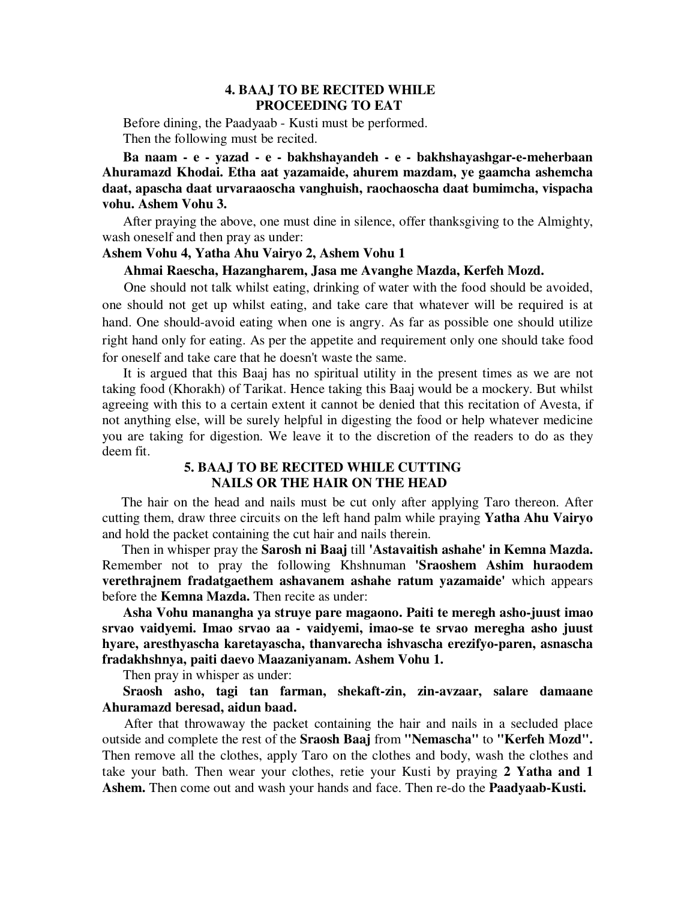## 4. BAAJ TO BE RECITED WHILE PROCEEDING TO EAT

Before dining, the Paadyaab - Kusti must be performed.

Then the following must be recited.

**Ba naam - e - yazad - e - bakhshayandeh - e - bakhshayashgar-e-meherbaan Ahuramazd Khodai. Etha aat yazamaide, ahurem mazdam, ye gaamcha ashemcha daat, apascha daat urvaraaoscha vanghuish, raochaoscha daat bumimcha, vispacha vohu. Ashem Vohu 3.**

After praying the above, one must dine in silence, offer thanksgiving to the Almighty, wash oneself and then pray as under:

**Ashem Vohu 4, Yatha Ahu Vairyo 2, Ashem Vohu 1**

**Ahmai Raescha, Hazangharem, Jasa me Avanghe Mazda, Kerfeh Mozd.**

One should not talk whilst eating, drinking of water with the food should be avoided, one should not get up whilst eating, and take care that whatever will be required is at hand. One should-avoid eating when one is angry. As far as possible one should utilize right hand only for eating. As per the appetite and requirement only one should take food for oneself and take care that he doesn't waste the same.

It is argued that this Baaj has no spiritual utility in the present times as we are not taking food (Khorakh) of Tarikat. Hence taking this Baaj would be a mockery. But whilst agreeing with this to a certain extent it cannot be denied that this recitation of Avesta, if not anything else, will be surely helpful in digesting the food or help whatever medicine you are taking for digestion. We leave it to the discretion of the readers to do as they deem fit.

## 5. BAAJ TO BE RECITED WHILE CUTTING NAILS OR THE HAIR ON THE HEAD

The hair on the head and nails must be cut only after applying Taro thereon. After cutting them, draw three circuits on the left hand palm while praying **Yatha Ahu Vairyo** and hold the packet containing the cut hair and nails therein.

Then in whisper pray the **Sarosh ni Baaj** till **'Astavaitish ashahe'** in **Kemna Mazda.** Remember not to pray the following Khshnuman **'Sraoshem Ashim huraodem verethrajnem fradatgaethem ashavanem ashahe ratum yazamaide'** which appears before the **Kemna Mazda.** Then recite as under:

**Asha Vohu manangha ya struye pare magaono. Paiti te meregh asho-juust imao srvao vaidyemi. Imao srvao aa - vaidyemi, imao-se te srvao meregha asho juust hyare, aresthyascha karetayascha, thanvarecha ishvascha erezifyo-paren, asnascha fradakhshnya, paiti daevo Maazaniyanam. Ashem Vohu 1.**

Then pray in whisper as under:

**Sraosh asho, tagi tan farman, shekaft-zin, zin-avzaar, salare damaane Ahuramazd beresad, aidun baad.**

After that throwaway the packet containing the hair and nails in a secluded place outside and complete the rest of the **Sraosh Baaj** from **"Nemascha"** to **"Kerfeh Mozd".** Then remove all the clothes, apply Taro on the clothes and body, wash the clothes and take your bath. Then wear your clothes, retie your Kusti by praying **2 Yatha and 1 Ashem.** Then come out and wash your hands and face. Then re-do the **Paadyaab-Kusti.**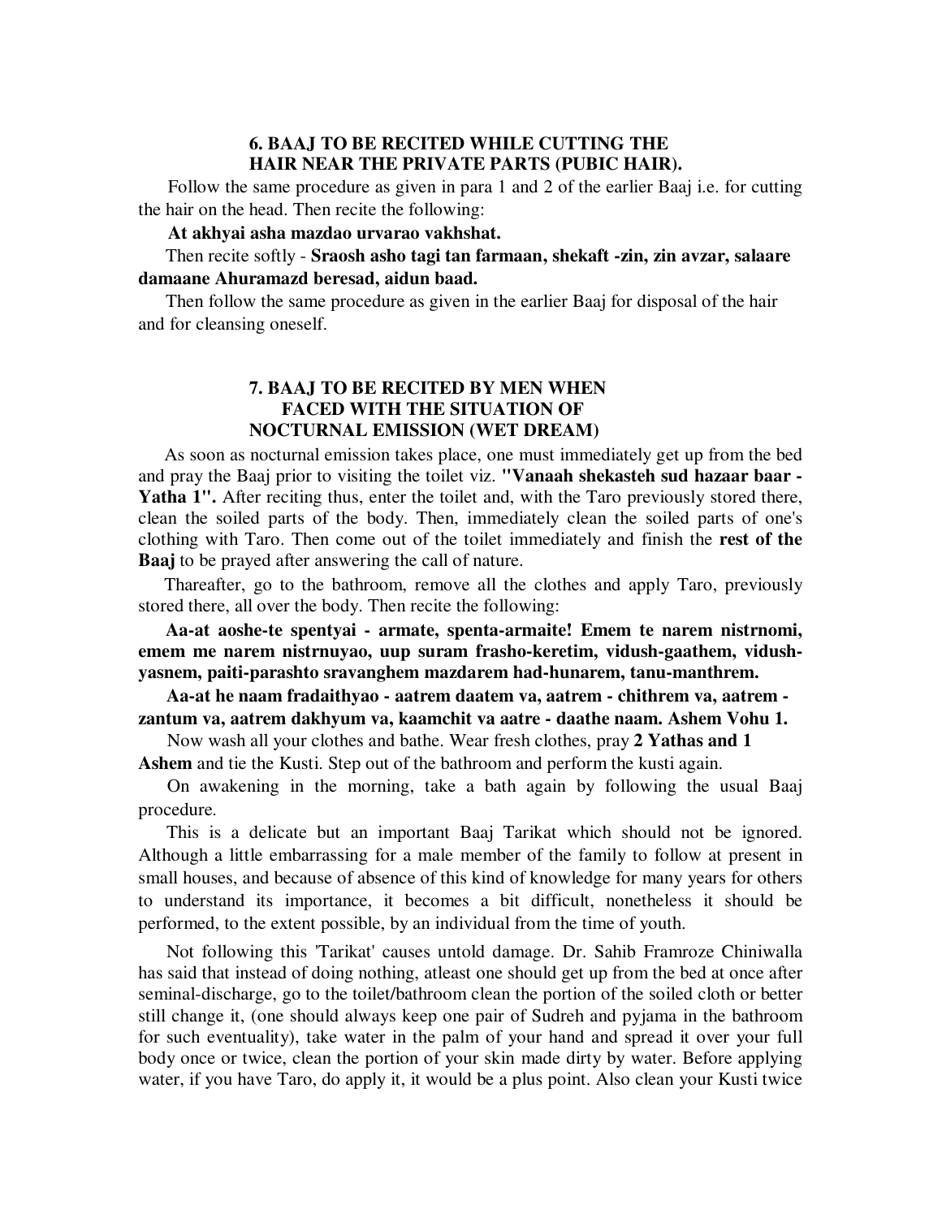### 6. BAAJ TO BE RECITED WHILE CUTTING THE HAIR NEAR THE PRIVATE PARTS (PUBIC HAIR).

Follow the same procedure as given in para 1 and 2 of the earlier Baaj i.e. for cutting the hair on the head. Then recite the following:

**At akhyai asha mazdao urvarao vakhshat.**

Then recite softly - **Sraosh asho tagi tan farmaan, shekaft -zin, zin avzar, salaare damaane Ahuramazd beresad, aidun baad.**

Then follow the same procedure as given in the earlier Baaj for disposal of the hair and for cleansing oneself.

### 7. BAAJ TO BE RECITED BY MEN WHEN FACED WITH THE SITUATION OF NOCTURNAL EMISSION (WET DREAM)

As soon as nocturnal emission takes place, one must immediately get up from the bed and pray the Baaj prior to visiting the toilet viz. **"Vanaah shekasteh sud hazaar baar - Yatha 1".** After reciting thus, enter the toilet and, with the Taro previously stored there, clean the soiled parts of the body. Then, immediately clean the soiled parts of one's clothing with Taro. Then come out of the toilet immediately and finish the **rest of the Baaj** to be prayed after answering the call of nature.

Thereafter, go to the bathroom, remove all the clothes and apply Taro, previously stored there, all over the body. Then recite the following:

**Aa-at aoshe-te spentyai - armate, spenta-armaite! Emem te narem nistrnomi, emem me narem nistrnuyao, uup suram frasho-keretim, vidush-gaathem, vidush-yasnem, paiti-parashto sravanghem mazdarem had-hunarem, tanu-manthrem.**

**Aa-at he naam fradaithyao - aatrem daatem va, aatrem - chithrem va, aatrem - zantum va, aatrem dakhyum va, kaamchit va aatre - daathe naam. Ashem Vohu 1.**

Now wash all your clothes and bathe. Wear fresh clothes, pray **2 Yathas and 1 Ashem** and tie the Kusti. Step out of the bathroom and perform the kusti again.

On awakening in the morning, take a bath again by following the usual Baaj procedure.

This is a delicate but an important Baaj Tarikat which should not be ignored. Although a little embarrassing for a male member of the family to follow at present in small houses, and because of absence of this kind of knowledge for many years for others to understand its importance, it becomes a bit difficult, nonetheless it should be performed, to the extent possible, by an individual from the time of youth.

Not following this 'Tarikat' causes untold damage. Dr. Sahib Framroze Chiniwalla has said that instead of doing nothing, atleast one should get up from the bed at once after seminal-discharge, go to the toilet/bathroom clean the portion of the soiled cloth or better still change it, (one should always keep one pair of Sudreh and pyjama in the bathroom for such eventuality), take water in the palm of your hand and spread it over your full body once or twice, clean the portion of your skin made dirty by water. Before applying water, if you have Taro, do apply it, it would be a plus point. Also clean your Kusti twice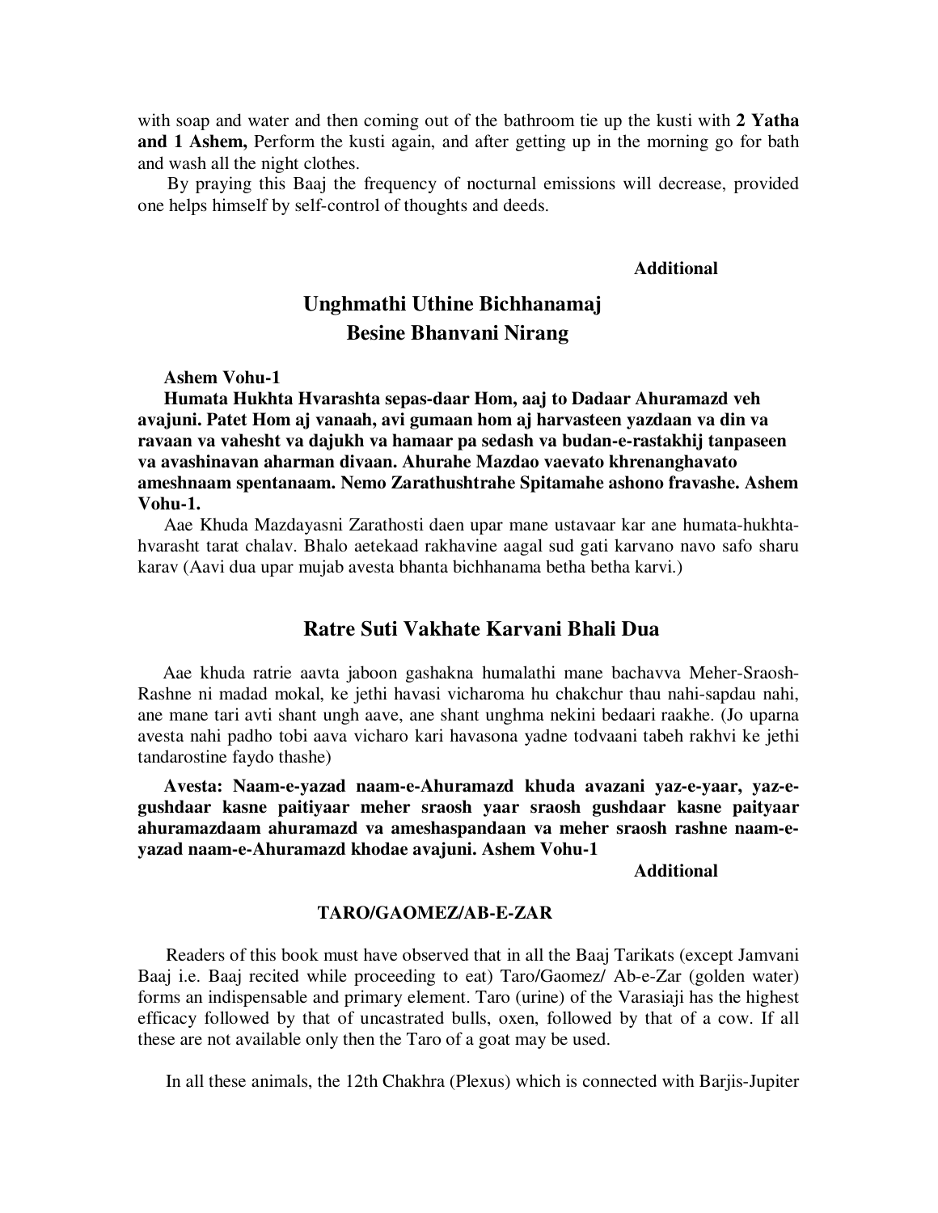with soap and water and then coming out of the bathroom tie up the kusti with **2 Yatha and 1 Ashem,** Perform the kusti again, and after getting up in the morning go for bath and wash all the night clothes.

By praying this Baaj the frequency of nocturnal emissions will decrease, provided one helps himself by self-control of thoughts and deeds.

**Additional**

## Unghmathi Uthine Bichhanamaj Besine Bhanvani Nirang

**Ashem Vohu-1**

**Humata Hukhta Hvarashta sepas-daar Hom, aaj to Dadaar Ahuramazd veh avajuni. Patet Hom aj vanaah, avi gumaan hom aj harvasteen yazdaan va din va ravaan va vahesht va dajukh va hamaar pa sedash va budan-e-rastakhij tanpaseen va avashinavan aharman divaan. Ahurahe Mazdao vaevato khrenanghavato ameshnaam spentanaam. Nemo Zarathushtrahe Spitamahe ashono fravashe. Ashem Vohu-1.**

Aae Khuda Mazdayasni Zarathosti daen upar mane ustavaar kar ane humata-hukhta-hvarasht tarat chalav. Bhalo aetekaad rakhavine aagal sud gati karvano navo safo sharu karav (Aavi dua upar mujab avesta bhanta bichhanama betha betha karvi.)

## Ratre Suti Vakhate Karvani Bhali Dua

Aae khuda ratrie aavta jaboon gashakna humalathi mane bachavva Meher-Sraosh-Rashne ni madad mokal, ke jethi havasi vicharoma hu chakchur thau nahi-sapdau nahi, ane mane tari avti shant ungh aave, ane shant unghma nekini bedaari raakhe. (Jo uparna avesta nahi padho tobi aava vicharo kari havasona yadne todvaani tabeh rakhvi ke jethi tandarostine faydo thashe)

**Avesta: Naam-e-yazad naam-e-Ahuramazd khuda avazani yaz-e-yaar, yaz-e-gushdaar kasne paitiyaar meher sraosh yaar sraosh gushdaar kasne paityaar ahuramazdaam ahuramazd va ameshaspandaan va meher sraosh rashne naam-e-yazad naam-e-Ahuramazd khodae avajuni. Ashem Vohu-1**

**Additional**

### TARO/GAOMEZ/AB-E-ZAR

Readers of this book must have observed that in all the Baaj Tarikats (except Jamvani Baaj i.e. Baaj recited while proceeding to eat) Taro/Gaomez/ Ab-e-Zar (golden water) forms an indispensable and primary element. Taro (urine) of the Varasiaji has the highest efficacy followed by that of uncastrated bulls, oxen, followed by that of a cow. If all these are not available only then the Taro of a goat may be used.

In all these animals, the 12th Chakhra (Plexus) which is connected with Barjis-Jupiter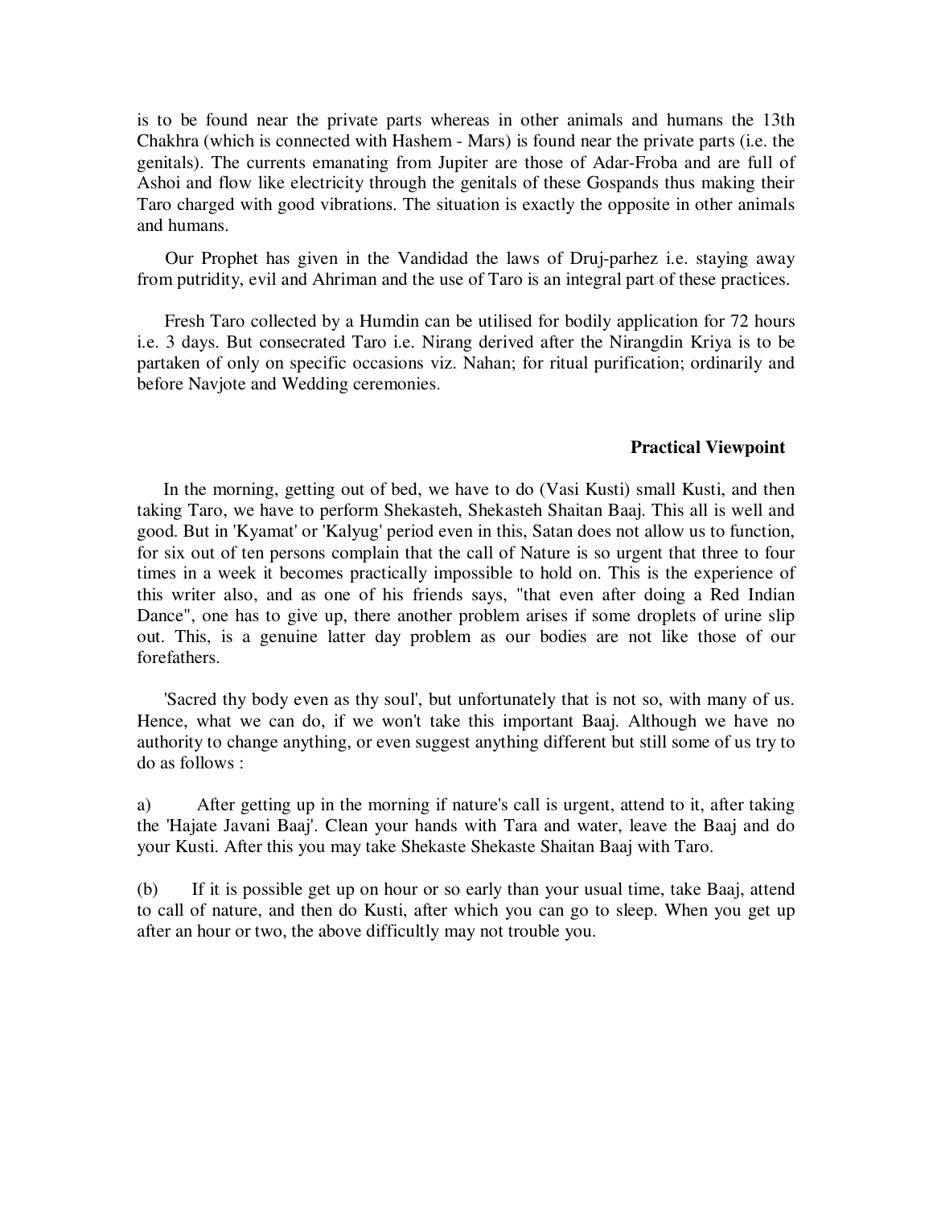is to be found near the private parts whereas in other animals and humans the 13th Chakhra (which is connected with Hashem - Mars) is found near the private parts (i.e. the genitals). The currents emanating from Jupiter are those of Adar-Froba and are full of Ashoi and flow like electricity through the genitals of these Gospands thus making their Taro charged with good vibrations. The situation is exactly the opposite in other animals and humans.

Our Prophet has given in the Vandidad the laws of Druj-parhez i.e. staying away from putridity, evil and Ahriman and the use of Taro is an integral part of these practices.

Fresh Taro collected by a Humdin can be utilised for bodily application for 72 hours i.e. 3 days. But consecrated Taro i.e. Nirang derived after the Nirangdin Kriya is to be partaken of only on specific occasions viz. Nahan; for ritual purification; ordinarily and before Navjote and Wedding ceremonies.

**Practical Viewpoint**

In the morning, getting out of bed, we have to do (Vasi Kusti) small Kusti, and then taking Taro, we have to perform Shekasteh, Shekasteh Shaitan Baaj. This all is well and good. But in 'Kyamat' or 'Kalyug' period even in this, Satan does not allow us to function, for six out of ten persons complain that the call of Nature is so urgent that three to four times in a week it becomes practically impossible to hold on. This is the experience of this writer also, and as one of his friends says, "that even after doing a Red Indian Dance", one has to give up, there another problem arises if some droplets of urine slip out. This, is a genuine latter day problem as our bodies are not like those of our forefathers.

'Sacred thy body even as thy soul', but unfortunately that is not so, with many of us. Hence, what we can do, if we won't take this important Baaj. Although we have no authority to change anything, or even suggest anything different but still some of us try to do as follows :

a) After getting up in the morning if nature's call is urgent, attend to it, after taking the 'Hajate Javani Baaj'. Clean your hands with Tara and water, leave the Baaj and do your Kusti. After this you may take Shekaste Shekaste Shaitan Baaj with Taro.

(b) If it is possible get up on hour or so early than your usual time, take Baaj, attend to call of nature, and then do Kusti, after which you can go to sleep. When you get up after an hour or two, the above difficultly may not trouble you.